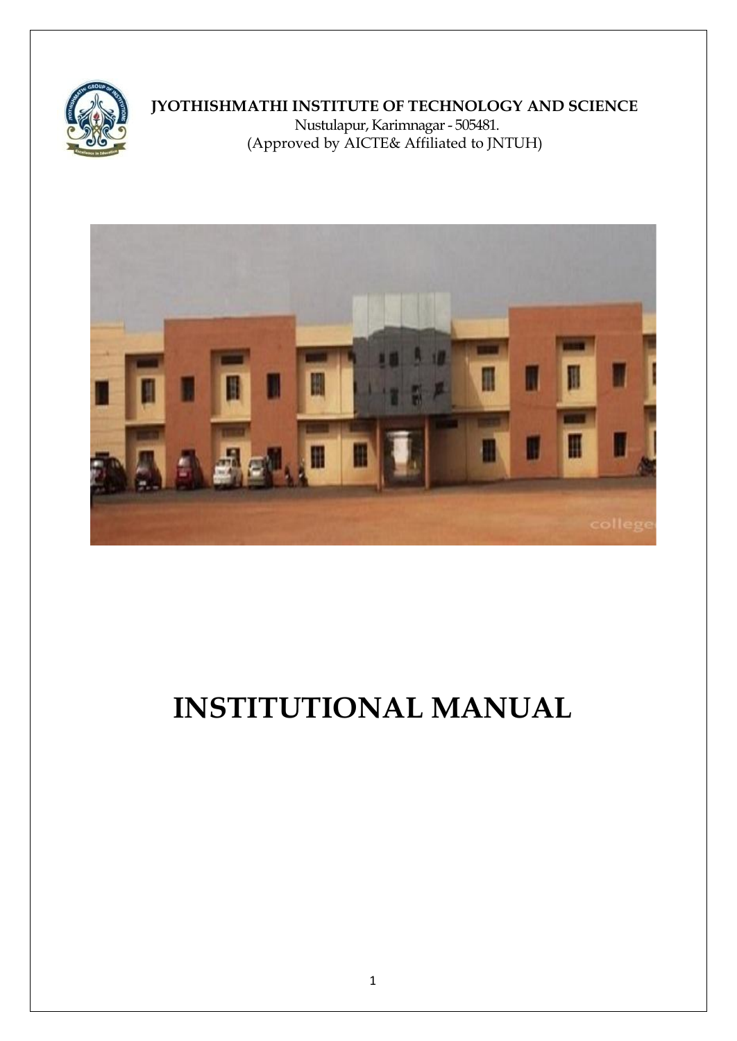**JYOTHISHMATHI INSTITUTE OF TECHNOLOGY AND SCIENCE**

Nustulapur, Karimnagar - 505481.

(Approved by AICTE& Affiliated to JNTUH)

# INSTITUTIONAL MANUAL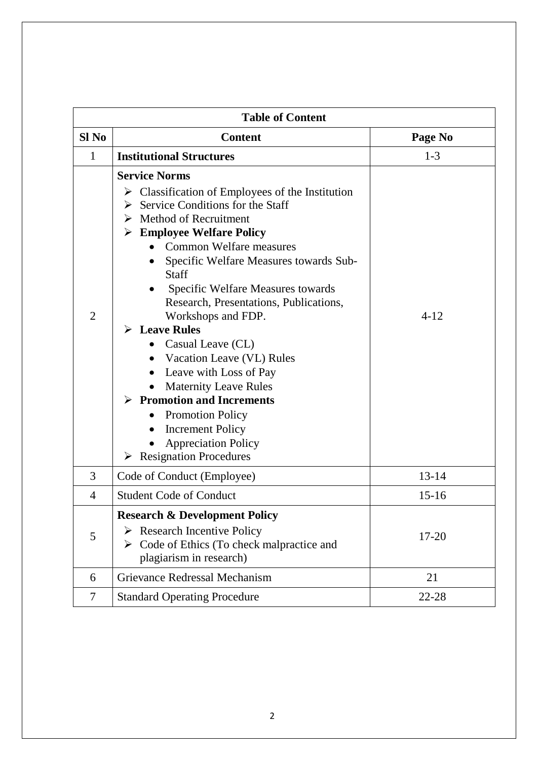| Table of Content | | |
|---|---|---|
| **Sl No** | **Content** | **Page No** |
| 1 | **Institutional Structures** | 1-3 |
| 2 | **Service Norms**<br>➢ Classification of Employees of the Institution<br>➢ Service Conditions for the Staff<br>➢ Method of Recruitment<br>➢ **Employee Welfare Policy**<br>• Common Welfare measures<br>• Specific Welfare Measures towards Sub-Staff<br>• Specific Welfare Measures towards Research, Presentations, Publications, Workshops and FDP.<br>➢ **Leave Rules**<br>• Casual Leave (CL)<br>• Vacation Leave (VL) Rules<br>• Leave with Loss of Pay<br>• Maternity Leave Rules<br>➢ **Promotion and Increments**<br>• Promotion Policy<br>• Increment Policy<br>• Appreciation Policy<br>➢ Resignation Procedures | 4-12 |
| 3 | Code of Conduct (Employee) | 13-14 |
| 4 | Student Code of Conduct | 15-16 |
| 5 | **Research & Development Policy**<br>➢ Research Incentive Policy<br>➢ Code of Ethics (To check malpractice and plagiarism in research) | 17-20 |
| 6 | Grievance Redressal Mechanism | 21 |
| 7 | Standard Operating Procedure | 22-28 |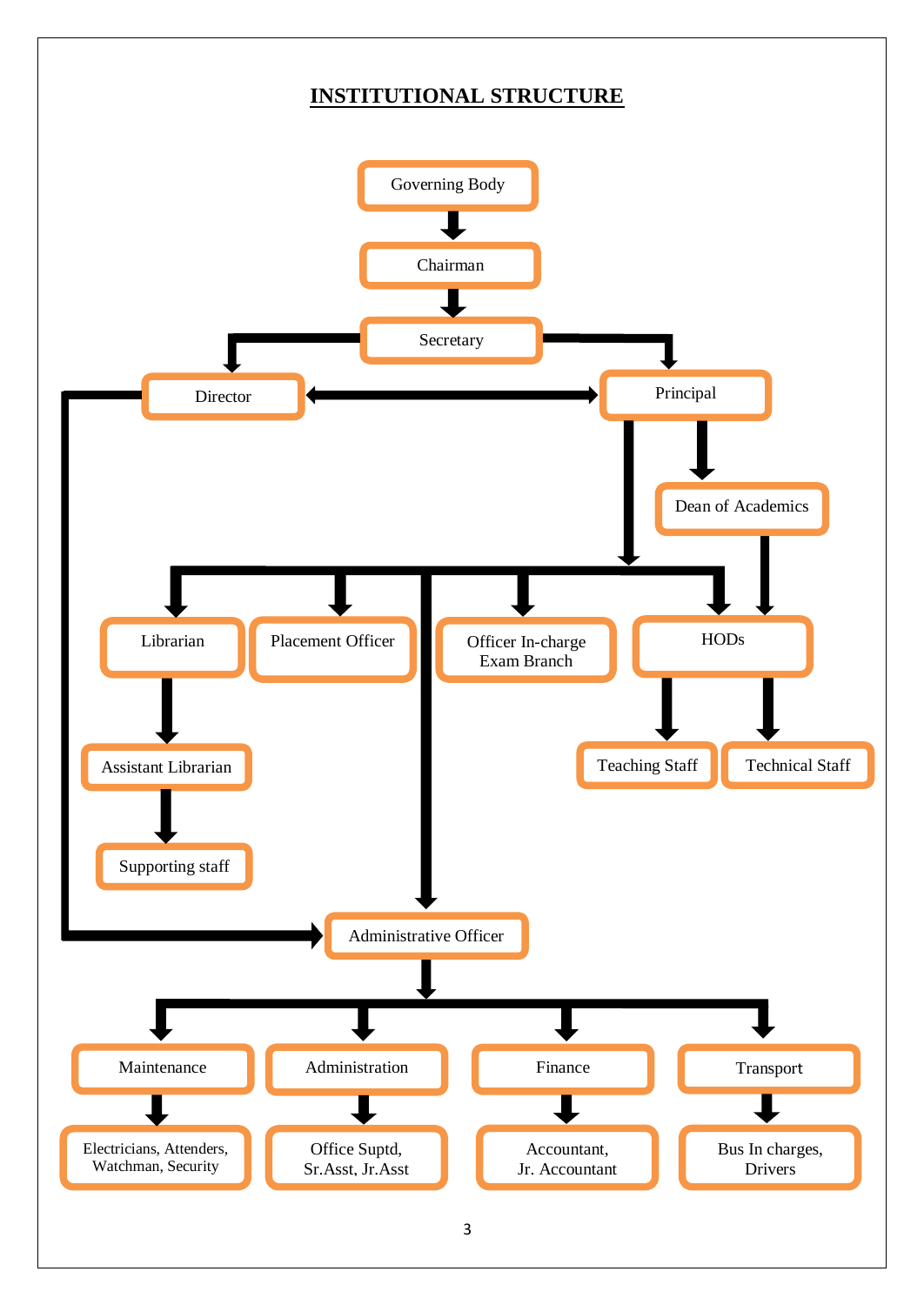# INSTITUTIONAL STRUCTURE

- Governing Body
  - Chairman
    - Secretary
      - Director
        - Administrative Officer
      - Principal
        - Dean of Academics
          - HODs
        - Librarian
          - Assistant Librarian
            - Supporting staff
        - Placement Officer
        - Officer In-charge Exam Branch
        - HODs
          - Teaching Staff
          - Technical Staff
        - Administrative Officer
          - Maintenance
            - Electricians, Attenders, Watchman, Security
          - Administration
            - Office Suptd, Sr.Asst, Jr.Asst
          - Finance
            - Accountant, Jr. Accountant
          - Transport
            - Bus In charges, Drivers

Director ↔ Principal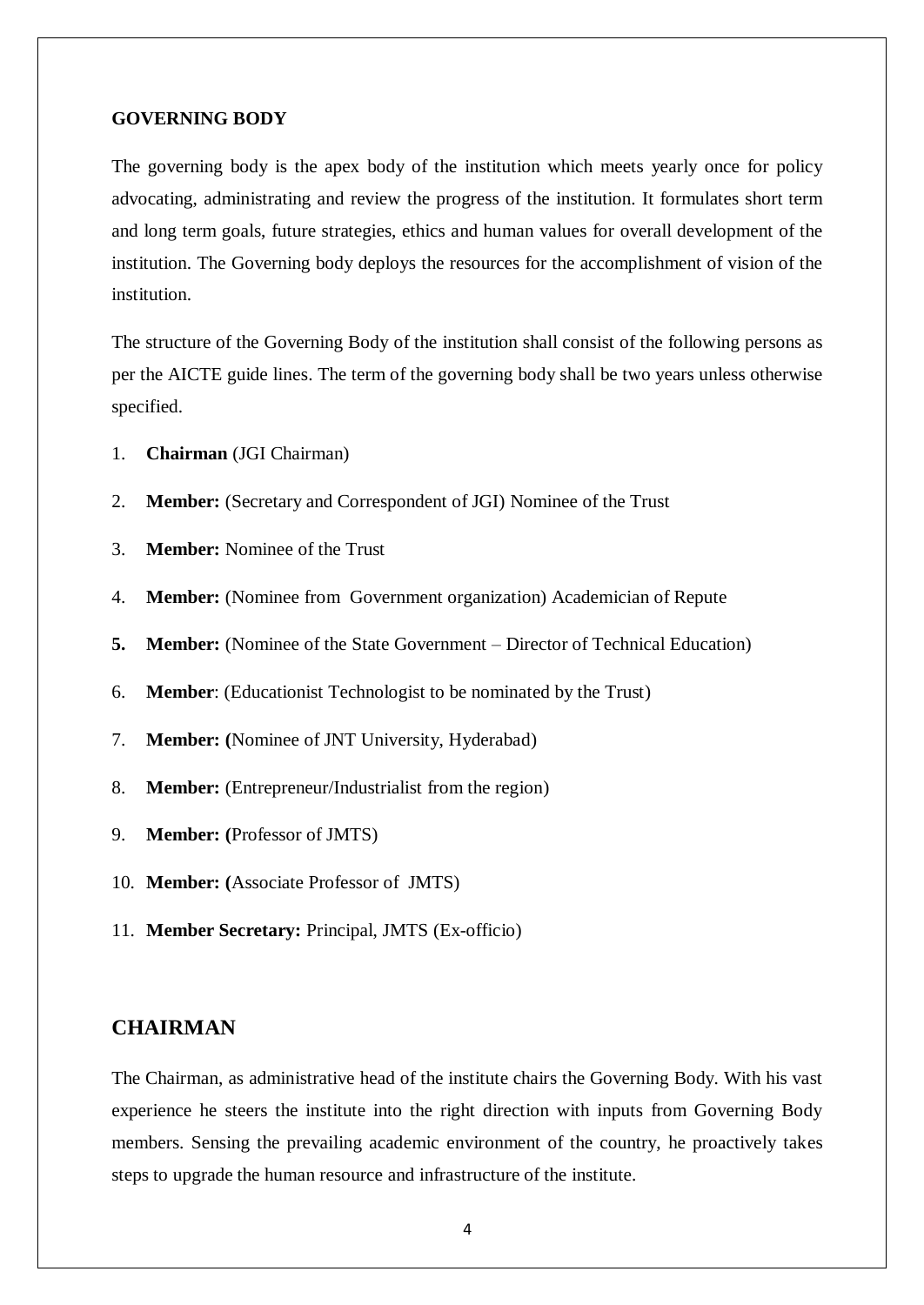**GOVERNING BODY**

The governing body is the apex body of the institution which meets yearly once for policy advocating, administrating and review the progress of the institution. It formulates short term and long term goals, future strategies, ethics and human values for overall development of the institution. The Governing body deploys the resources for the accomplishment of vision of the institution.

The structure of the Governing Body of the institution shall consist of the following persons as per the AICTE guide lines. The term of the governing body shall be two years unless otherwise specified.

1. **Chairman** (JGI Chairman)
2. **Member:** (Secretary and Correspondent of JGI) Nominee of the Trust
3. **Member:** Nominee of the Trust
4. **Member:** (Nominee from Government organization) Academician of Repute
5. **Member:** (Nominee of the State Government – Director of Technical Education)
6. **Member**: (Educationist Technologist to be nominated by the Trust)
7. **Member: (**Nominee of JNT University, Hyderabad)
8. **Member:** (Entrepreneur/Industrialist from the region)
9. **Member: (**Professor of JMTS)
10. **Member: (**Associate Professor of JMTS)
11. **Member Secretary:** Principal, JMTS (Ex-officio)

## CHAIRMAN

The Chairman, as administrative head of the institute chairs the Governing Body. With his vast experience he steers the institute into the right direction with inputs from Governing Body members. Sensing the prevailing academic environment of the country, he proactively takes steps to upgrade the human resource and infrastructure of the institute.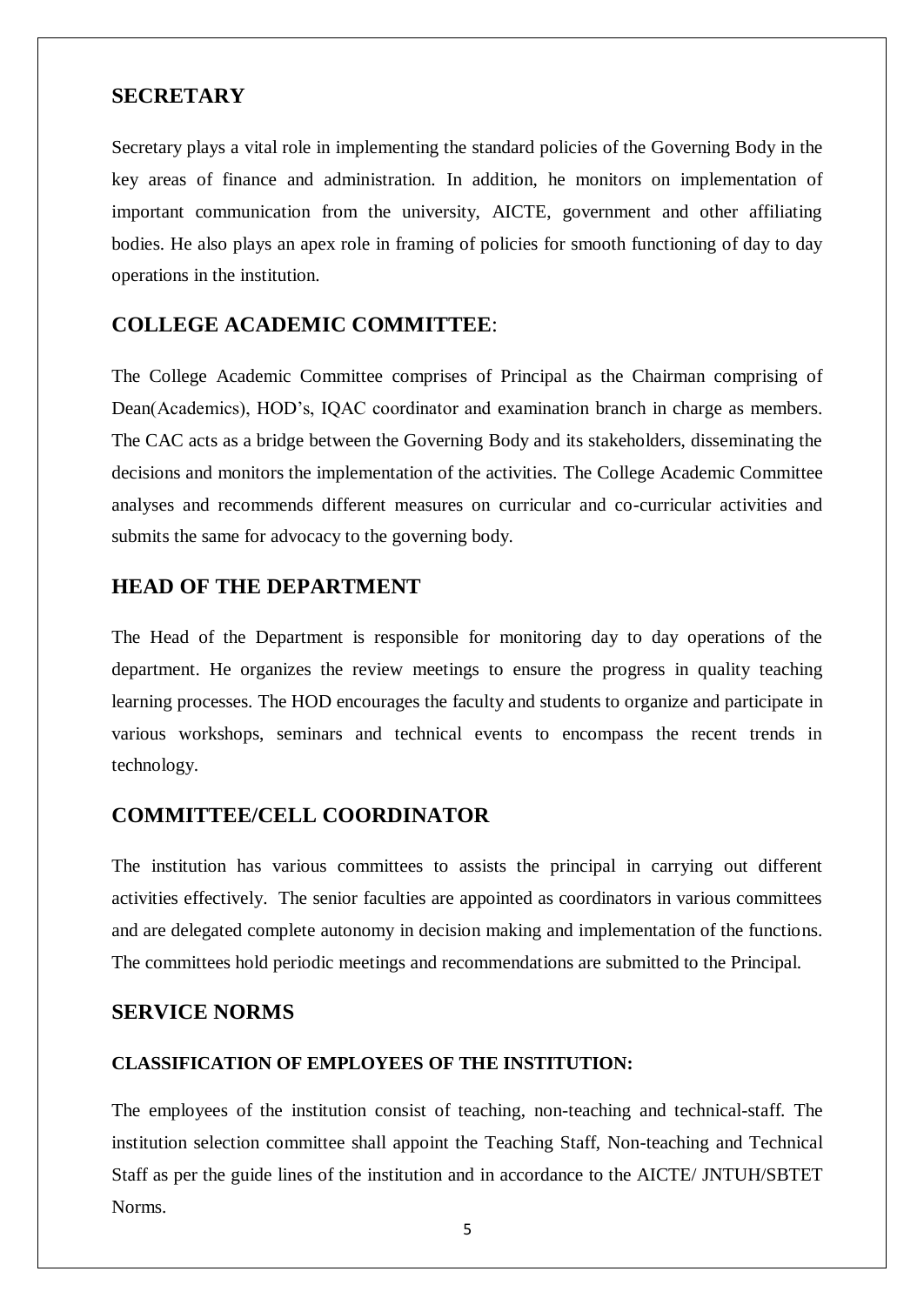## SECRETARY

Secretary plays a vital role in implementing the standard policies of the Governing Body in the key areas of finance and administration. In addition, he monitors on implementation of important communication from the university, AICTE, government and other affiliating bodies. He also plays an apex role in framing of policies for smooth functioning of day to day operations in the institution.

## COLLEGE ACADEMIC COMMITTEE:

The College Academic Committee comprises of Principal as the Chairman comprising of Dean(Academics), HOD's, IQAC coordinator and examination branch in charge as members. The CAC acts as a bridge between the Governing Body and its stakeholders, disseminating the decisions and monitors the implementation of the activities. The College Academic Committee analyses and recommends different measures on curricular and co-curricular activities and submits the same for advocacy to the governing body.

## HEAD OF THE DEPARTMENT

The Head of the Department is responsible for monitoring day to day operations of the department. He organizes the review meetings to ensure the progress in quality teaching learning processes. The HOD encourages the faculty and students to organize and participate in various workshops, seminars and technical events to encompass the recent trends in technology.

## COMMITTEE/CELL COORDINATOR

The institution has various committees to assists the principal in carrying out different activities effectively. The senior faculties are appointed as coordinators in various committees and are delegated complete autonomy in decision making and implementation of the functions. The committees hold periodic meetings and recommendations are submitted to the Principal.

## SERVICE NORMS

### CLASSIFICATION OF EMPLOYEES OF THE INSTITUTION:

The employees of the institution consist of teaching, non-teaching and technical-staff. The institution selection committee shall appoint the Teaching Staff, Non-teaching and Technical Staff as per the guide lines of the institution and in accordance to the AICTE/ JNTUH/SBTET Norms.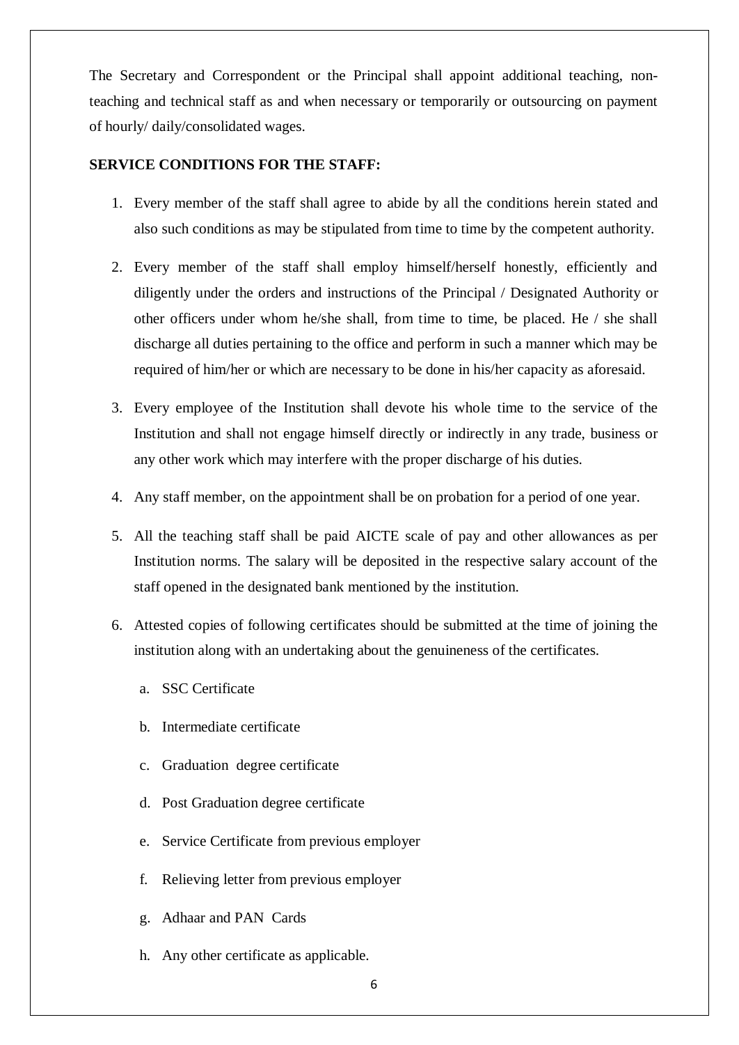The Secretary and Correspondent or the Principal shall appoint additional teaching, non-teaching and technical staff as and when necessary or temporarily or outsourcing on payment of hourly/ daily/consolidated wages.

**SERVICE CONDITIONS FOR THE STAFF:**

1. Every member of the staff shall agree to abide by all the conditions herein stated and also such conditions as may be stipulated from time to time by the competent authority.

2. Every member of the staff shall employ himself/herself honestly, efficiently and diligently under the orders and instructions of the Principal / Designated Authority or other officers under whom he/she shall, from time to time, be placed. He / she shall discharge all duties pertaining to the office and perform in such a manner which may be required of him/her or which are necessary to be done in his/her capacity as aforesaid.

3. Every employee of the Institution shall devote his whole time to the service of the Institution and shall not engage himself directly or indirectly in any trade, business or any other work which may interfere with the proper discharge of his duties.

4. Any staff member, on the appointment shall be on probation for a period of one year.

5. All the teaching staff shall be paid AICTE scale of pay and other allowances as per Institution norms. The salary will be deposited in the respective salary account of the staff opened in the designated bank mentioned by the institution.

6. Attested copies of following certificates should be submitted at the time of joining the institution along with an undertaking about the genuineness of the certificates.

   a. SSC Certificate

   b. Intermediate certificate

   c. Graduation degree certificate

   d. Post Graduation degree certificate

   e. Service Certificate from previous employer

   f. Relieving letter from previous employer

   g. Adhaar and PAN Cards

   h. Any other certificate as applicable.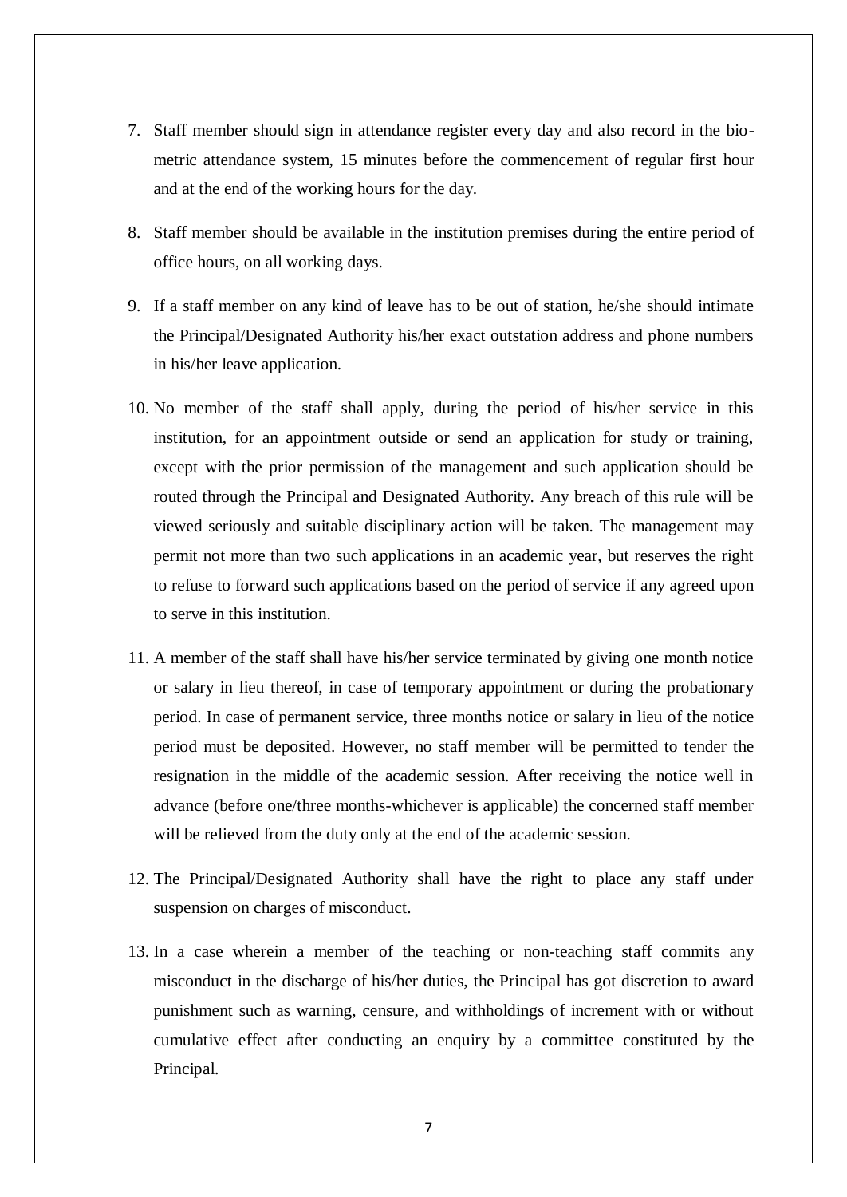7. Staff member should sign in attendance register every day and also record in the bio-metric attendance system, 15 minutes before the commencement of regular first hour and at the end of the working hours for the day.

8. Staff member should be available in the institution premises during the entire period of office hours, on all working days.

9. If a staff member on any kind of leave has to be out of station, he/she should intimate the Principal/Designated Authority his/her exact outstation address and phone numbers in his/her leave application.

10. No member of the staff shall apply, during the period of his/her service in this institution, for an appointment outside or send an application for study or training, except with the prior permission of the management and such application should be routed through the Principal and Designated Authority. Any breach of this rule will be viewed seriously and suitable disciplinary action will be taken. The management may permit not more than two such applications in an academic year, but reserves the right to refuse to forward such applications based on the period of service if any agreed upon to serve in this institution.

11. A member of the staff shall have his/her service terminated by giving one month notice or salary in lieu thereof, in case of temporary appointment or during the probationary period. In case of permanent service, three months notice or salary in lieu of the notice period must be deposited. However, no staff member will be permitted to tender the resignation in the middle of the academic session. After receiving the notice well in advance (before one/three months-whichever is applicable) the concerned staff member will be relieved from the duty only at the end of the academic session.

12. The Principal/Designated Authority shall have the right to place any staff under suspension on charges of misconduct.

13. In a case wherein a member of the teaching or non-teaching staff commits any misconduct in the discharge of his/her duties, the Principal has got discretion to award punishment such as warning, censure, and withholdings of increment with or without cumulative effect after conducting an enquiry by a committee constituted by the Principal.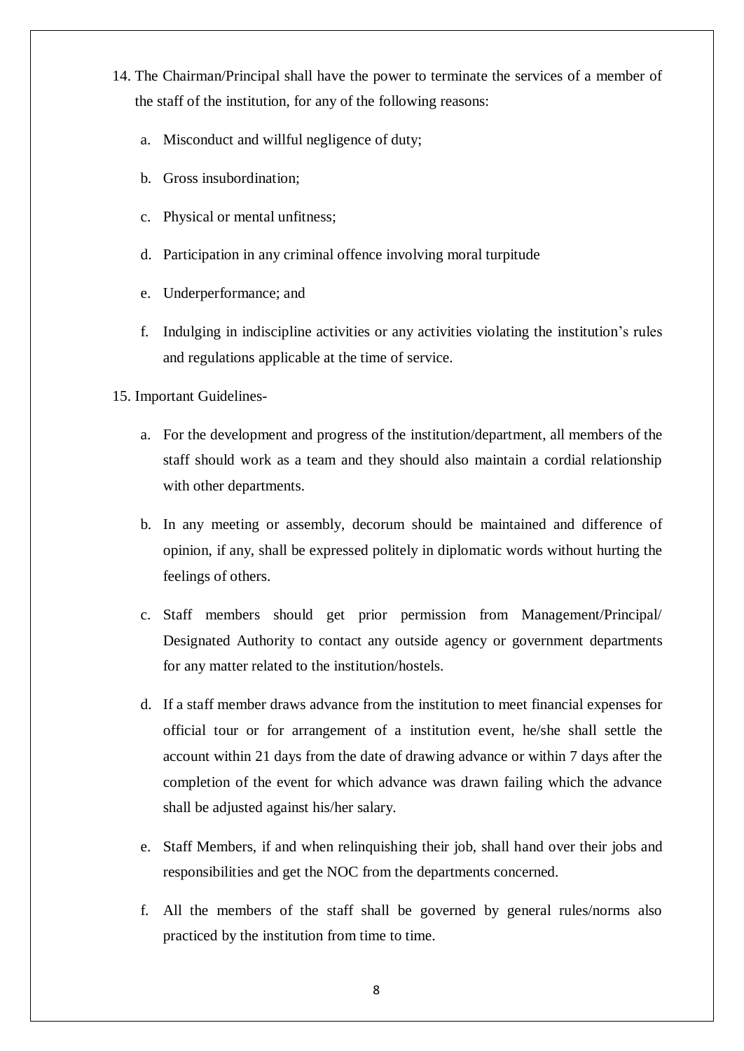14. The Chairman/Principal shall have the power to terminate the services of a member of the staff of the institution, for any of the following reasons:

    a. Misconduct and willful negligence of duty;

    b. Gross insubordination;

    c. Physical or mental unfitness;

    d. Participation in any criminal offence involving moral turpitude

    e. Underperformance; and

    f. Indulging in indiscipline activities or any activities violating the institution's rules and regulations applicable at the time of service.

15. Important Guidelines-

    a. For the development and progress of the institution/department, all members of the staff should work as a team and they should also maintain a cordial relationship with other departments.

    b. In any meeting or assembly, decorum should be maintained and difference of opinion, if any, shall be expressed politely in diplomatic words without hurting the feelings of others.

    c. Staff members should get prior permission from Management/Principal/ Designated Authority to contact any outside agency or government departments for any matter related to the institution/hostels.

    d. If a staff member draws advance from the institution to meet financial expenses for official tour or for arrangement of a institution event, he/she shall settle the account within 21 days from the date of drawing advance or within 7 days after the completion of the event for which advance was drawn failing which the advance shall be adjusted against his/her salary.

    e. Staff Members, if and when relinquishing their job, shall hand over their jobs and responsibilities and get the NOC from the departments concerned.

    f. All the members of the staff shall be governed by general rules/norms also practiced by the institution from time to time.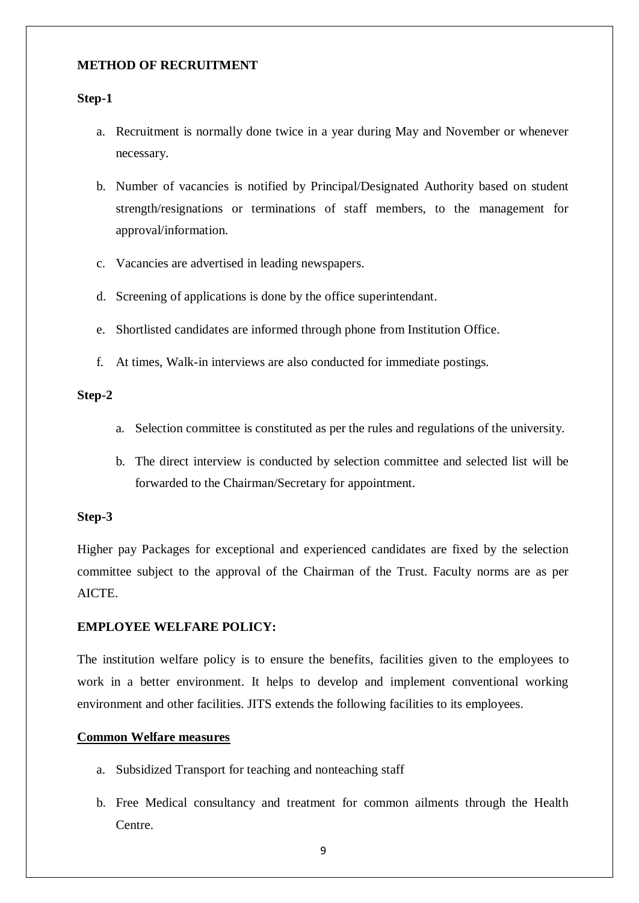**METHOD OF RECRUITMENT**

**Step-1**

a. Recruitment is normally done twice in a year during May and November or whenever necessary.

b. Number of vacancies is notified by Principal/Designated Authority based on student strength/resignations or terminations of staff members, to the management for approval/information.

c. Vacancies are advertised in leading newspapers.

d. Screening of applications is done by the office superintendant.

e. Shortlisted candidates are informed through phone from Institution Office.

f. At times, Walk-in interviews are also conducted for immediate postings.

**Step-2**

a. Selection committee is constituted as per the rules and regulations of the university.

b. The direct interview is conducted by selection committee and selected list will be forwarded to the Chairman/Secretary for appointment.

**Step-3**

Higher pay Packages for exceptional and experienced candidates are fixed by the selection committee subject to the approval of the Chairman of the Trust. Faculty norms are as per AICTE.

**EMPLOYEE WELFARE POLICY:**

The institution welfare policy is to ensure the benefits, facilities given to the employees to work in a better environment. It helps to develop and implement conventional working environment and other facilities. JITS extends the following facilities to its employees.

**Common Welfare measures**

a. Subsidized Transport for teaching and nonteaching staff

b. Free Medical consultancy and treatment for common ailments through the Health Centre.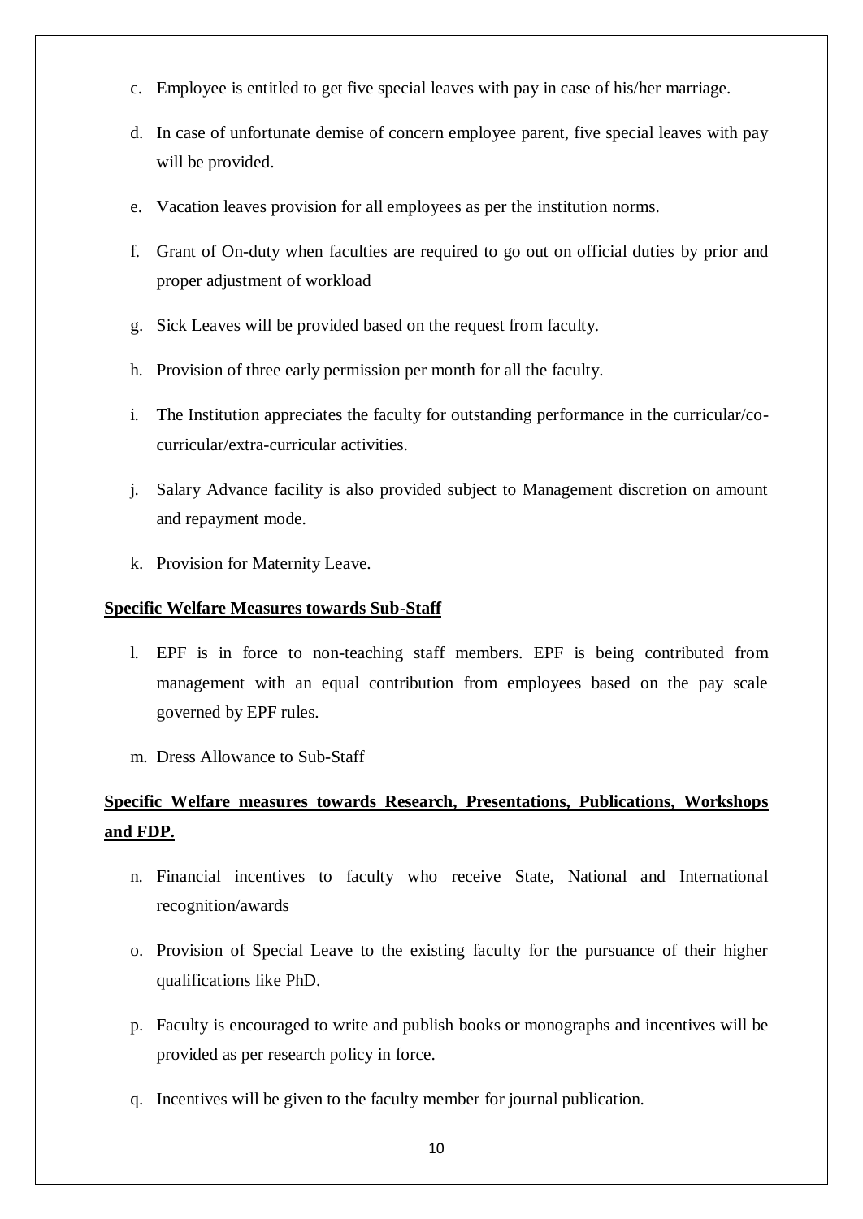c. Employee is entitled to get five special leaves with pay in case of his/her marriage.

d. In case of unfortunate demise of concern employee parent, five special leaves with pay will be provided.

e. Vacation leaves provision for all employees as per the institution norms.

f. Grant of On-duty when faculties are required to go out on official duties by prior and proper adjustment of workload

g. Sick Leaves will be provided based on the request from faculty.

h. Provision of three early permission per month for all the faculty.

i. The Institution appreciates the faculty for outstanding performance in the curricular/co-curricular/extra-curricular activities.

j. Salary Advance facility is also provided subject to Management discretion on amount and repayment mode.

k. Provision for Maternity Leave.

**Specific Welfare Measures towards Sub-Staff**

l. EPF is in force to non-teaching staff members. EPF is being contributed from management with an equal contribution from employees based on the pay scale governed by EPF rules.

m. Dress Allowance to Sub-Staff

**Specific Welfare measures towards Research, Presentations, Publications, Workshops and FDP.**

n. Financial incentives to faculty who receive State, National and International recognition/awards

o. Provision of Special Leave to the existing faculty for the pursuance of their higher qualifications like PhD.

p. Faculty is encouraged to write and publish books or monographs and incentives will be provided as per research policy in force.

q. Incentives will be given to the faculty member for journal publication.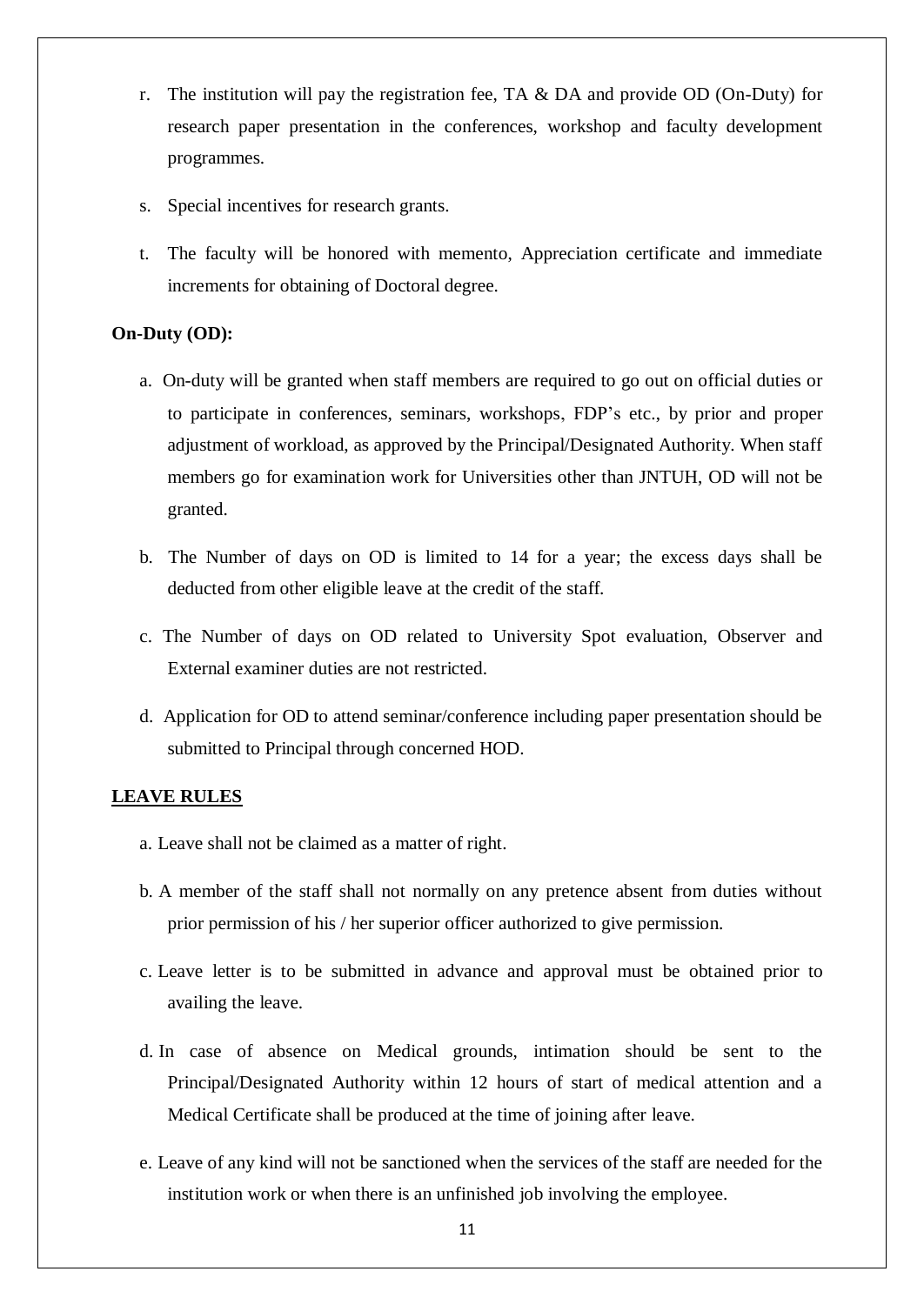r. The institution will pay the registration fee, TA & DA and provide OD (On-Duty) for research paper presentation in the conferences, workshop and faculty development programmes.

s. Special incentives for research grants.

t. The faculty will be honored with memento, Appreciation certificate and immediate increments for obtaining of Doctoral degree.

**On-Duty (OD):**

a. On-duty will be granted when staff members are required to go out on official duties or to participate in conferences, seminars, workshops, FDP's etc., by prior and proper adjustment of workload, as approved by the Principal/Designated Authority. When staff members go for examination work for Universities other than JNTUH, OD will not be granted.

b. The Number of days on OD is limited to 14 for a year; the excess days shall be deducted from other eligible leave at the credit of the staff.

c. The Number of days on OD related to University Spot evaluation, Observer and External examiner duties are not restricted.

d. Application for OD to attend seminar/conference including paper presentation should be submitted to Principal through concerned HOD.

**<u>LEAVE RULES</u>**

a. Leave shall not be claimed as a matter of right.

b. A member of the staff shall not normally on any pretence absent from duties without prior permission of his / her superior officer authorized to give permission.

c. Leave letter is to be submitted in advance and approval must be obtained prior to availing the leave.

d. In case of absence on Medical grounds, intimation should be sent to the Principal/Designated Authority within 12 hours of start of medical attention and a Medical Certificate shall be produced at the time of joining after leave.

e. Leave of any kind will not be sanctioned when the services of the staff are needed for the institution work or when there is an unfinished job involving the employee.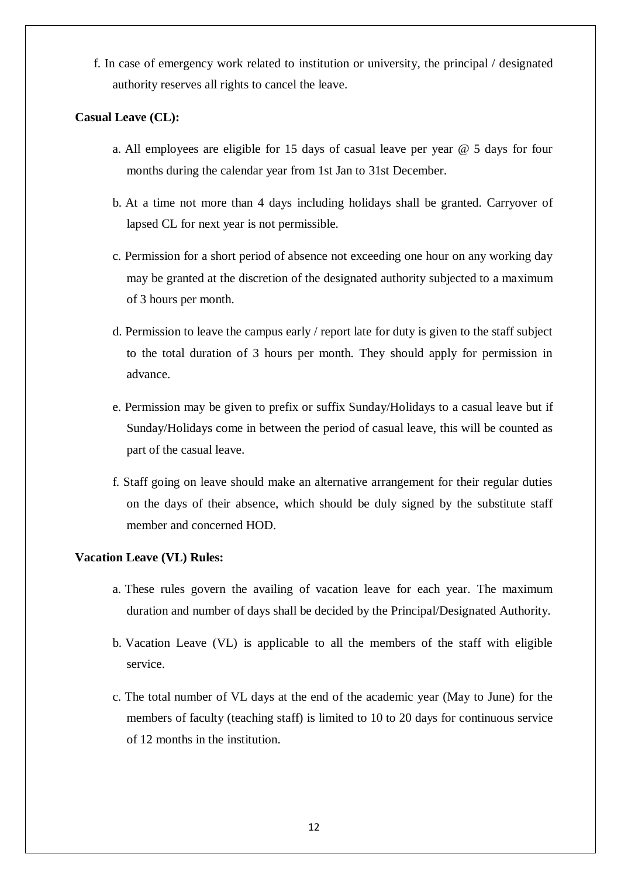f. In case of emergency work related to institution or university, the principal / designated authority reserves all rights to cancel the leave.

**Casual Leave (CL):**

a. All employees are eligible for 15 days of casual leave per year @ 5 days for four months during the calendar year from 1st Jan to 31st December.

b. At a time not more than 4 days including holidays shall be granted. Carryover of lapsed CL for next year is not permissible.

c. Permission for a short period of absence not exceeding one hour on any working day may be granted at the discretion of the designated authority subjected to a maximum of 3 hours per month.

d. Permission to leave the campus early / report late for duty is given to the staff subject to the total duration of 3 hours per month. They should apply for permission in advance.

e. Permission may be given to prefix or suffix Sunday/Holidays to a casual leave but if Sunday/Holidays come in between the period of casual leave, this will be counted as part of the casual leave.

f. Staff going on leave should make an alternative arrangement for their regular duties on the days of their absence, which should be duly signed by the substitute staff member and concerned HOD.

**Vacation Leave (VL) Rules:**

a. These rules govern the availing of vacation leave for each year. The maximum duration and number of days shall be decided by the Principal/Designated Authority.

b. Vacation Leave (VL) is applicable to all the members of the staff with eligible service.

c. The total number of VL days at the end of the academic year (May to June) for the members of faculty (teaching staff) is limited to 10 to 20 days for continuous service of 12 months in the institution.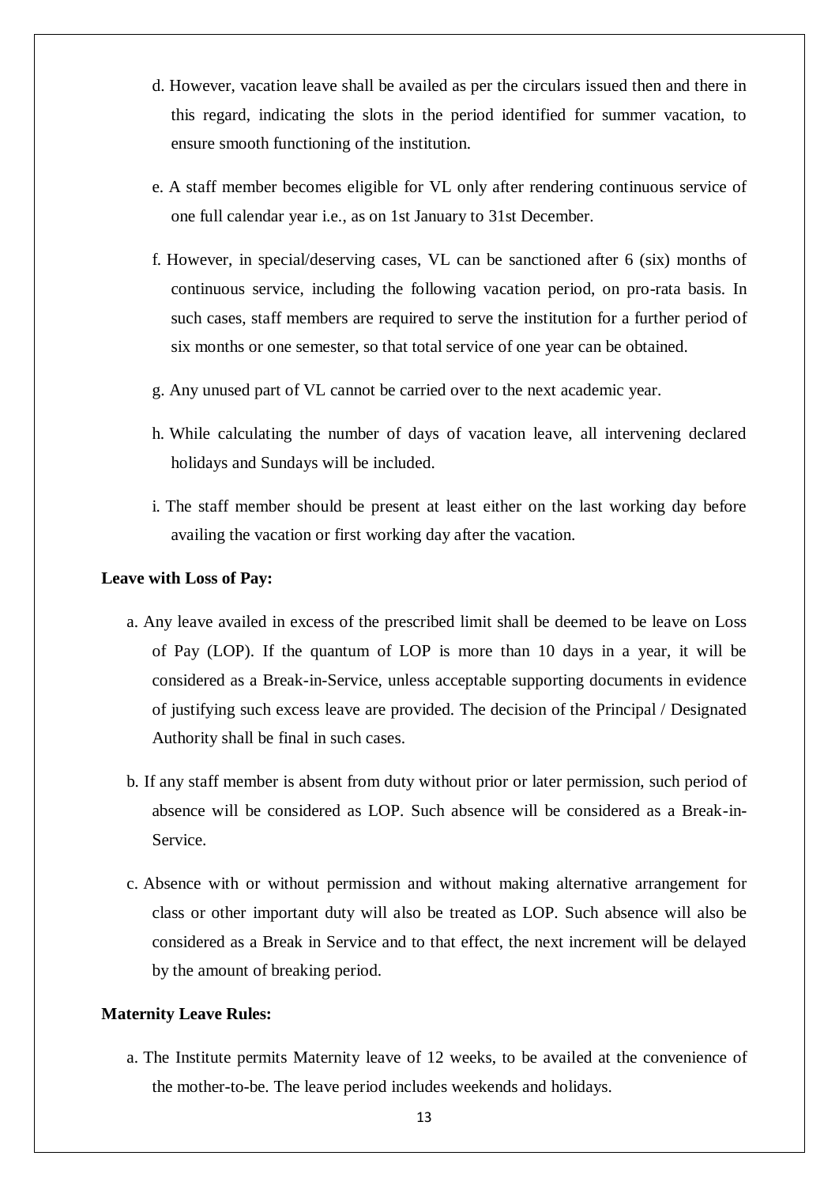d. However, vacation leave shall be availed as per the circulars issued then and there in this regard, indicating the slots in the period identified for summer vacation, to ensure smooth functioning of the institution.

e. A staff member becomes eligible for VL only after rendering continuous service of one full calendar year i.e., as on 1st January to 31st December.

f. However, in special/deserving cases, VL can be sanctioned after 6 (six) months of continuous service, including the following vacation period, on pro-rata basis. In such cases, staff members are required to serve the institution for a further period of six months or one semester, so that total service of one year can be obtained.

g. Any unused part of VL cannot be carried over to the next academic year.

h. While calculating the number of days of vacation leave, all intervening declared holidays and Sundays will be included.

i. The staff member should be present at least either on the last working day before availing the vacation or first working day after the vacation.

**Leave with Loss of Pay:**

a. Any leave availed in excess of the prescribed limit shall be deemed to be leave on Loss of Pay (LOP). If the quantum of LOP is more than 10 days in a year, it will be considered as a Break-in-Service, unless acceptable supporting documents in evidence of justifying such excess leave are provided. The decision of the Principal / Designated Authority shall be final in such cases.

b. If any staff member is absent from duty without prior or later permission, such period of absence will be considered as LOP. Such absence will be considered as a Break-in-Service.

c. Absence with or without permission and without making alternative arrangement for class or other important duty will also be treated as LOP. Such absence will also be considered as a Break in Service and to that effect, the next increment will be delayed by the amount of breaking period.

**Maternity Leave Rules:**

a. The Institute permits Maternity leave of 12 weeks, to be availed at the convenience of the mother-to-be. The leave period includes weekends and holidays.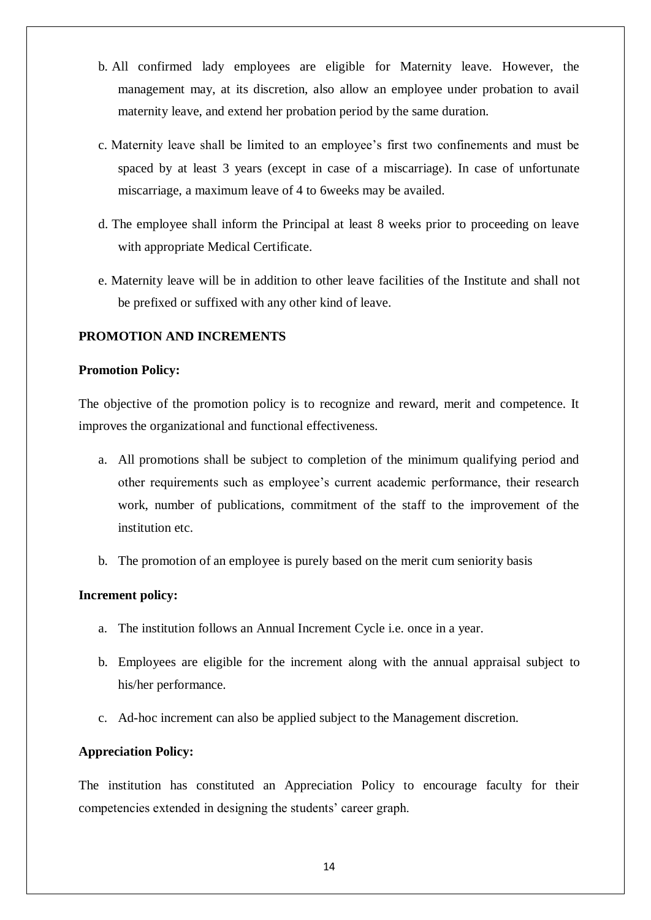b. All confirmed lady employees are eligible for Maternity leave. However, the management may, at its discretion, also allow an employee under probation to avail maternity leave, and extend her probation period by the same duration.

c. Maternity leave shall be limited to an employee's first two confinements and must be spaced by at least 3 years (except in case of a miscarriage). In case of unfortunate miscarriage, a maximum leave of 4 to 6weeks may be availed.

d. The employee shall inform the Principal at least 8 weeks prior to proceeding on leave with appropriate Medical Certificate.

e. Maternity leave will be in addition to other leave facilities of the Institute and shall not be prefixed or suffixed with any other kind of leave.

**PROMOTION AND INCREMENTS**

**Promotion Policy:**

The objective of the promotion policy is to recognize and reward, merit and competence. It improves the organizational and functional effectiveness.

a. All promotions shall be subject to completion of the minimum qualifying period and other requirements such as employee's current academic performance, their research work, number of publications, commitment of the staff to the improvement of the institution etc.

b. The promotion of an employee is purely based on the merit cum seniority basis

**Increment policy:**

a. The institution follows an Annual Increment Cycle i.e. once in a year.

b. Employees are eligible for the increment along with the annual appraisal subject to his/her performance.

c. Ad-hoc increment can also be applied subject to the Management discretion.

**Appreciation Policy:**

The institution has constituted an Appreciation Policy to encourage faculty for their competencies extended in designing the students' career graph.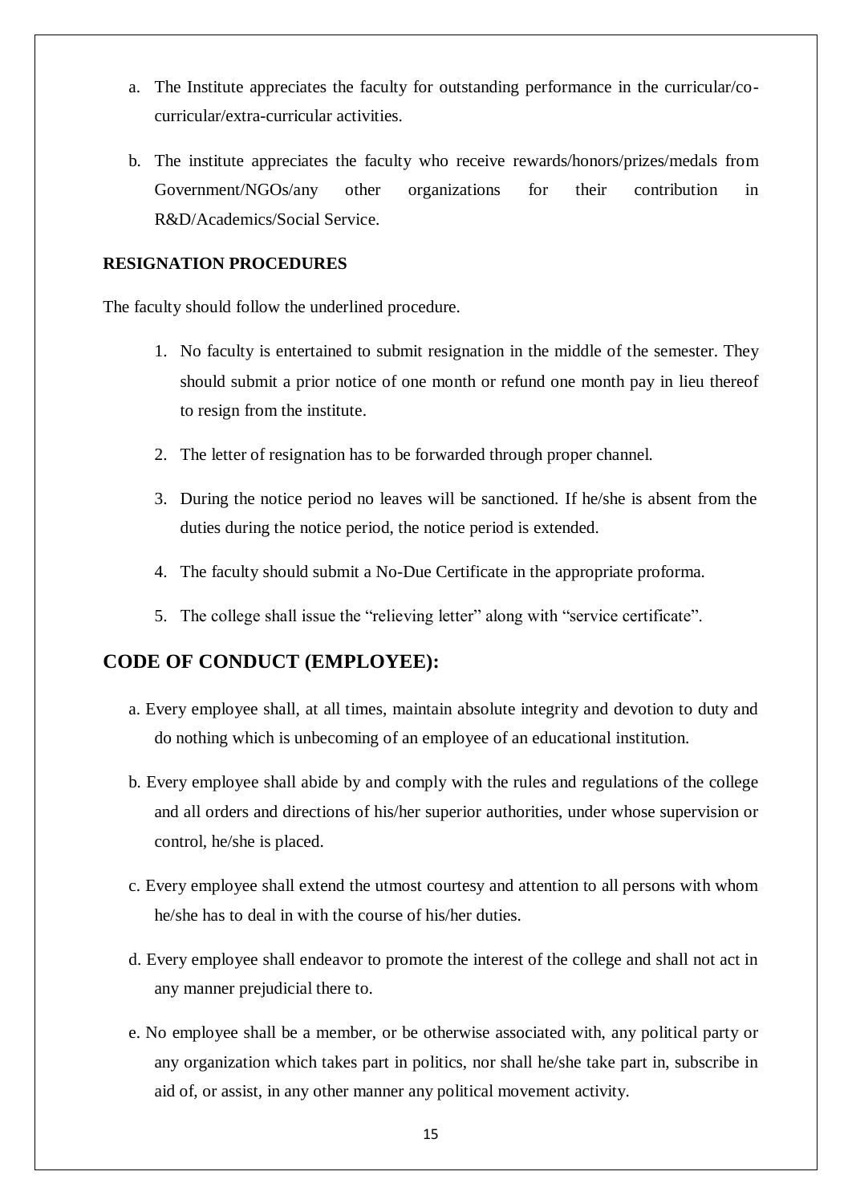a. The Institute appreciates the faculty for outstanding performance in the curricular/co-curricular/extra-curricular activities.

b. The institute appreciates the faculty who receive rewards/honors/prizes/medals from Government/NGOs/any other organizations for their contribution in R&D/Academics/Social Service.

**RESIGNATION PROCEDURES**

The faculty should follow the underlined procedure.

1. No faculty is entertained to submit resignation in the middle of the semester. They should submit a prior notice of one month or refund one month pay in lieu thereof to resign from the institute.

2. The letter of resignation has to be forwarded through proper channel.

3. During the notice period no leaves will be sanctioned. If he/she is absent from the duties during the notice period, the notice period is extended.

4. The faculty should submit a No-Due Certificate in the appropriate proforma.

5. The college shall issue the "relieving letter" along with "service certificate".

## CODE OF CONDUCT (EMPLOYEE):

a. Every employee shall, at all times, maintain absolute integrity and devotion to duty and do nothing which is unbecoming of an employee of an educational institution.

b. Every employee shall abide by and comply with the rules and regulations of the college and all orders and directions of his/her superior authorities, under whose supervision or control, he/she is placed.

c. Every employee shall extend the utmost courtesy and attention to all persons with whom he/she has to deal in with the course of his/her duties.

d. Every employee shall endeavor to promote the interest of the college and shall not act in any manner prejudicial there to.

e. No employee shall be a member, or be otherwise associated with, any political party or any organization which takes part in politics, nor shall he/she take part in, subscribe in aid of, or assist, in any other manner any political movement activity.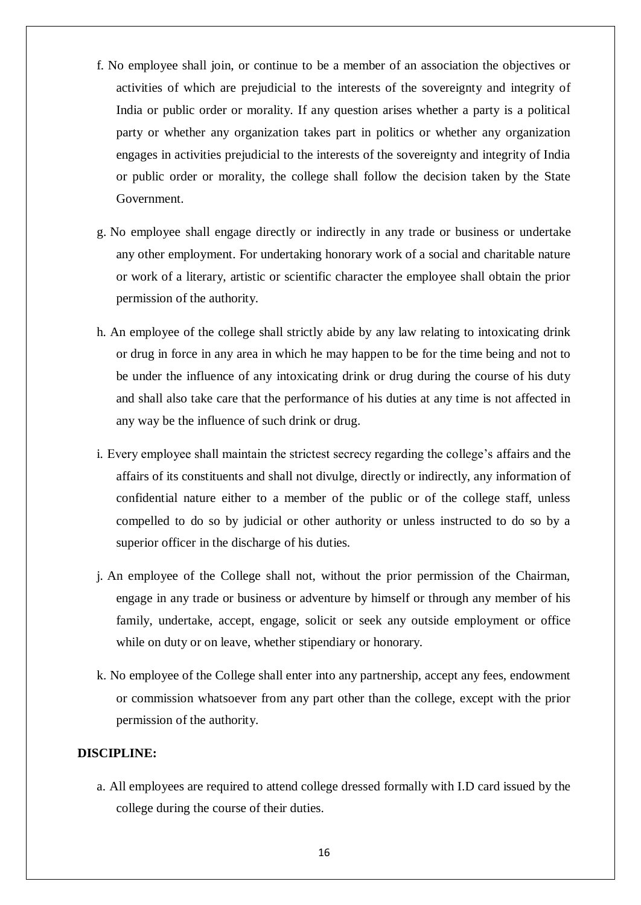f. No employee shall join, or continue to be a member of an association the objectives or activities of which are prejudicial to the interests of the sovereignty and integrity of India or public order or morality. If any question arises whether a party is a political party or whether any organization takes part in politics or whether any organization engages in activities prejudicial to the interests of the sovereignty and integrity of India or public order or morality, the college shall follow the decision taken by the State Government.

g. No employee shall engage directly or indirectly in any trade or business or undertake any other employment. For undertaking honorary work of a social and charitable nature or work of a literary, artistic or scientific character the employee shall obtain the prior permission of the authority.

h. An employee of the college shall strictly abide by any law relating to intoxicating drink or drug in force in any area in which he may happen to be for the time being and not to be under the influence of any intoxicating drink or drug during the course of his duty and shall also take care that the performance of his duties at any time is not affected in any way be the influence of such drink or drug.

i. Every employee shall maintain the strictest secrecy regarding the college's affairs and the affairs of its constituents and shall not divulge, directly or indirectly, any information of confidential nature either to a member of the public or of the college staff, unless compelled to do so by judicial or other authority or unless instructed to do so by a superior officer in the discharge of his duties.

j. An employee of the College shall not, without the prior permission of the Chairman, engage in any trade or business or adventure by himself or through any member of his family, undertake, accept, engage, solicit or seek any outside employment or office while on duty or on leave, whether stipendiary or honorary.

k. No employee of the College shall enter into any partnership, accept any fees, endowment or commission whatsoever from any part other than the college, except with the prior permission of the authority.

**DISCIPLINE:**

a. All employees are required to attend college dressed formally with I.D card issued by the college during the course of their duties.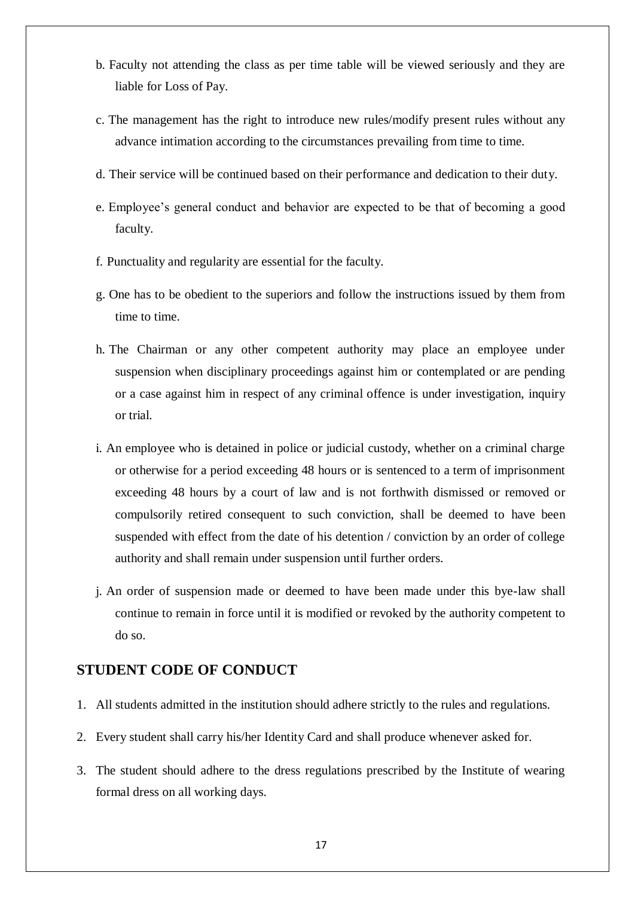b. Faculty not attending the class as per time table will be viewed seriously and they are liable for Loss of Pay.

c. The management has the right to introduce new rules/modify present rules without any advance intimation according to the circumstances prevailing from time to time.

d. Their service will be continued based on their performance and dedication to their duty.

e. Employee's general conduct and behavior are expected to be that of becoming a good faculty.

f. Punctuality and regularity are essential for the faculty.

g. One has to be obedient to the superiors and follow the instructions issued by them from time to time.

h. The Chairman or any other competent authority may place an employee under suspension when disciplinary proceedings against him or contemplated or are pending or a case against him in respect of any criminal offence is under investigation, inquiry or trial.

i. An employee who is detained in police or judicial custody, whether on a criminal charge or otherwise for a period exceeding 48 hours or is sentenced to a term of imprisonment exceeding 48 hours by a court of law and is not forthwith dismissed or removed or compulsorily retired consequent to such conviction, shall be deemed to have been suspended with effect from the date of his detention / conviction by an order of college authority and shall remain under suspension until further orders.

j. An order of suspension made or deemed to have been made under this bye-law shall continue to remain in force until it is modified or revoked by the authority competent to do so.

## STUDENT CODE OF CONDUCT

1. All students admitted in the institution should adhere strictly to the rules and regulations.
2. Every student shall carry his/her Identity Card and shall produce whenever asked for.
3. The student should adhere to the dress regulations prescribed by the Institute of wearing formal dress on all working days.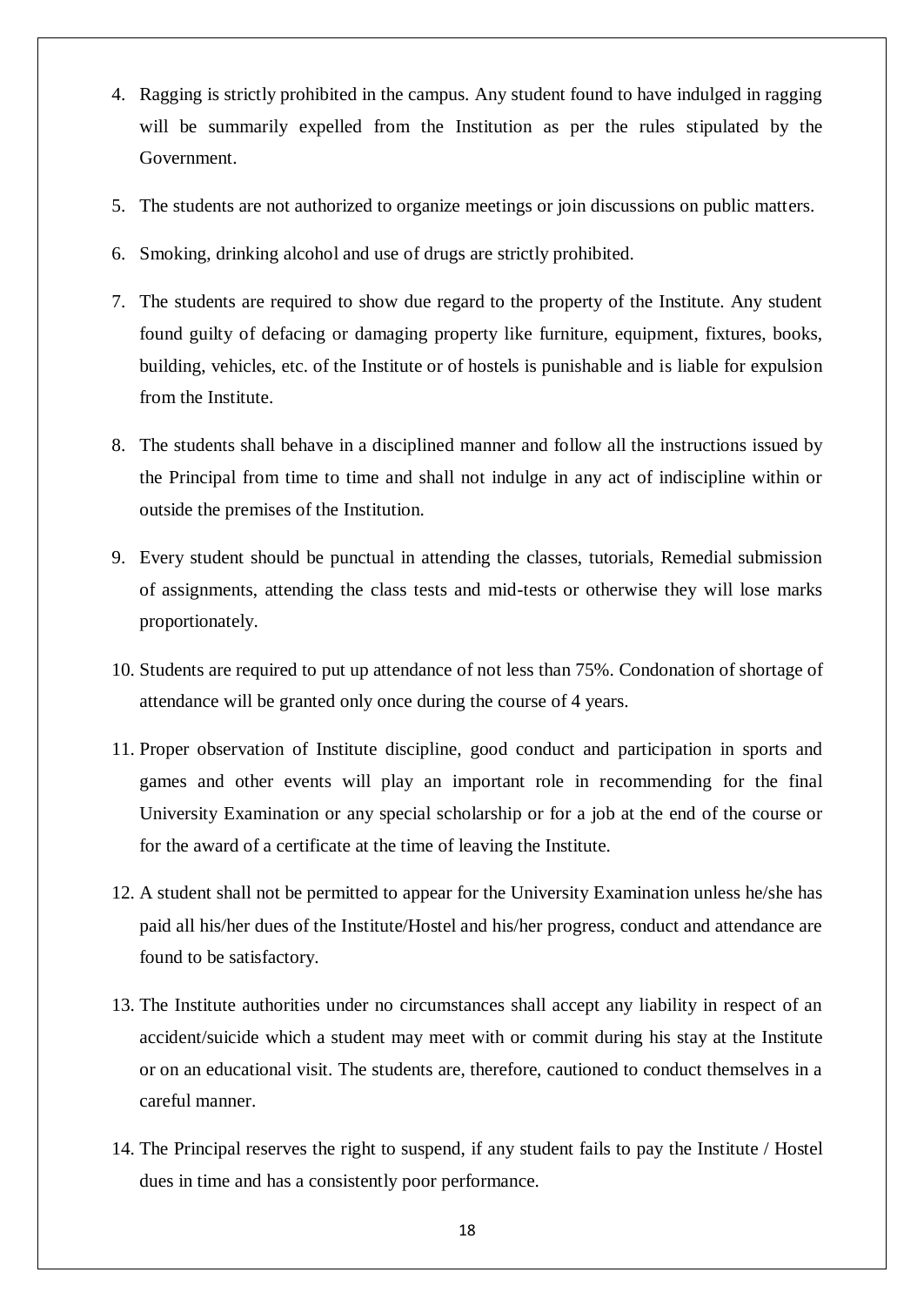4. Ragging is strictly prohibited in the campus. Any student found to have indulged in ragging will be summarily expelled from the Institution as per the rules stipulated by the Government.

5. The students are not authorized to organize meetings or join discussions on public matters.

6. Smoking, drinking alcohol and use of drugs are strictly prohibited.

7. The students are required to show due regard to the property of the Institute. Any student found guilty of defacing or damaging property like furniture, equipment, fixtures, books, building, vehicles, etc. of the Institute or of hostels is punishable and is liable for expulsion from the Institute.

8. The students shall behave in a disciplined manner and follow all the instructions issued by the Principal from time to time and shall not indulge in any act of indiscipline within or outside the premises of the Institution.

9. Every student should be punctual in attending the classes, tutorials, Remedial submission of assignments, attending the class tests and mid-tests or otherwise they will lose marks proportionately.

10. Students are required to put up attendance of not less than 75%. Condonation of shortage of attendance will be granted only once during the course of 4 years.

11. Proper observation of Institute discipline, good conduct and participation in sports and games and other events will play an important role in recommending for the final University Examination or any special scholarship or for a job at the end of the course or for the award of a certificate at the time of leaving the Institute.

12. A student shall not be permitted to appear for the University Examination unless he/she has paid all his/her dues of the Institute/Hostel and his/her progress, conduct and attendance are found to be satisfactory.

13. The Institute authorities under no circumstances shall accept any liability in respect of an accident/suicide which a student may meet with or commit during his stay at the Institute or on an educational visit. The students are, therefore, cautioned to conduct themselves in a careful manner.

14. The Principal reserves the right to suspend, if any student fails to pay the Institute / Hostel dues in time and has a consistently poor performance.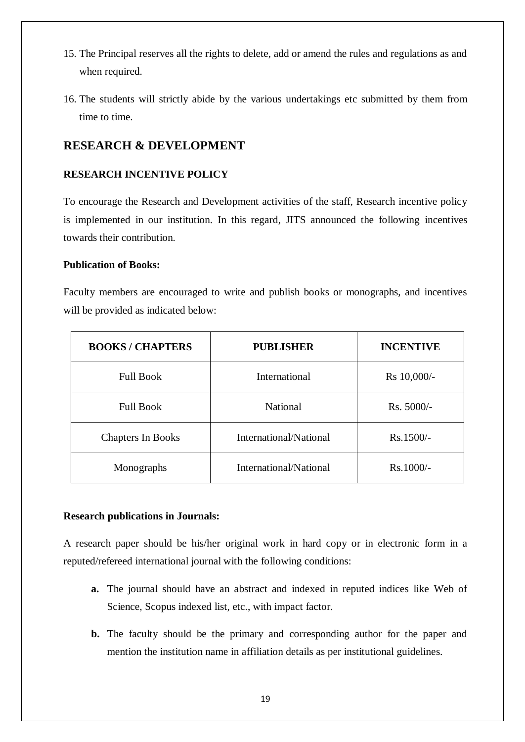15. The Principal reserves all the rights to delete, add or amend the rules and regulations as and when required.

16. The students will strictly abide by the various undertakings etc submitted by them from time to time.

## RESEARCH & DEVELOPMENT

### RESEARCH INCENTIVE POLICY

To encourage the Research and Development activities of the staff, Research incentive policy is implemented in our institution. In this regard, JITS announced the following incentives towards their contribution.

**Publication of Books:**

Faculty members are encouraged to write and publish books or monographs, and incentives will be provided as indicated below:

| BOOKS / CHAPTERS | PUBLISHER | INCENTIVE |
|---|---|---|
| Full Book | International | Rs 10,000/- |
| Full Book | National | Rs. 5000/- |
| Chapters In Books | International/National | Rs.1500/- |
| Monographs | International/National | Rs.1000/- |

**Research publications in Journals:**

A research paper should be his/her original work in hard copy or in electronic form in a reputed/refereed international journal with the following conditions:

- **a.** The journal should have an abstract and indexed in reputed indices like Web of Science, Scopus indexed list, etc., with impact factor.
- **b.** The faculty should be the primary and corresponding author for the paper and mention the institution name in affiliation details as per institutional guidelines.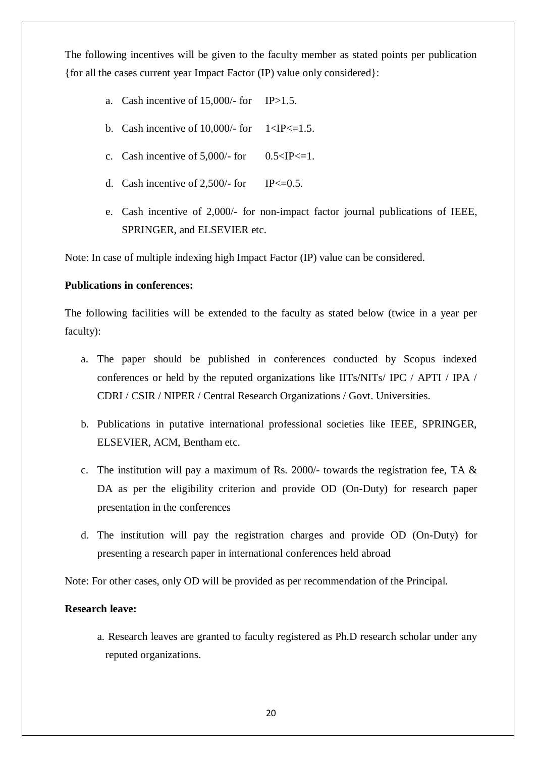The following incentives will be given to the faculty member as stated points per publication {for all the cases current year Impact Factor (IP) value only considered}:

a. Cash incentive of 15,000/- for IP>1.5.

b. Cash incentive of 10,000/- for 1<IP<=1.5.

c. Cash incentive of 5,000/- for 0.5<IP<=1.

d. Cash incentive of 2,500/- for IP<=0.5.

e. Cash incentive of 2,000/- for non-impact factor journal publications of IEEE, SPRINGER, and ELSEVIER etc.

Note: In case of multiple indexing high Impact Factor (IP) value can be considered.

**Publications in conferences:**

The following facilities will be extended to the faculty as stated below (twice in a year per faculty):

a. The paper should be published in conferences conducted by Scopus indexed conferences or held by the reputed organizations like IITs/NITs/ IPC / APTI / IPA / CDRI / CSIR / NIPER / Central Research Organizations / Govt. Universities.

b. Publications in putative international professional societies like IEEE, SPRINGER, ELSEVIER, ACM, Bentham etc.

c. The institution will pay a maximum of Rs. 2000/- towards the registration fee, TA & DA as per the eligibility criterion and provide OD (On-Duty) for research paper presentation in the conferences

d. The institution will pay the registration charges and provide OD (On-Duty) for presenting a research paper in international conferences held abroad

Note: For other cases, only OD will be provided as per recommendation of the Principal.

**Research leave:**

a. Research leaves are granted to faculty registered as Ph.D research scholar under any reputed organizations.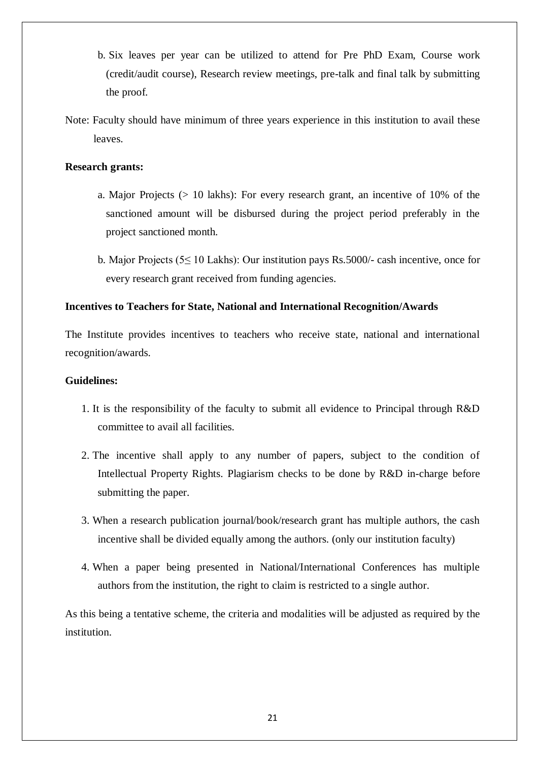b. Six leaves per year can be utilized to attend for Pre PhD Exam, Course work (credit/audit course), Research review meetings, pre-talk and final talk by submitting the proof.

Note: Faculty should have minimum of three years experience in this institution to avail these leaves.

**Research grants:**

a. Major Projects (> 10 lakhs): For every research grant, an incentive of 10% of the sanctioned amount will be disbursed during the project period preferably in the project sanctioned month.

b. Major Projects (5≤ 10 Lakhs): Our institution pays Rs.5000/- cash incentive, once for every research grant received from funding agencies.

**Incentives to Teachers for State, National and International Recognition/Awards**

The Institute provides incentives to teachers who receive state, national and international recognition/awards.

**Guidelines:**

1. It is the responsibility of the faculty to submit all evidence to Principal through R&D committee to avail all facilities.
2. The incentive shall apply to any number of papers, subject to the condition of Intellectual Property Rights. Plagiarism checks to be done by R&D in-charge before submitting the paper.
3. When a research publication journal/book/research grant has multiple authors, the cash incentive shall be divided equally among the authors. (only our institution faculty)
4. When a paper being presented in National/International Conferences has multiple authors from the institution, the right to claim is restricted to a single author.

As this being a tentative scheme, the criteria and modalities will be adjusted as required by the institution.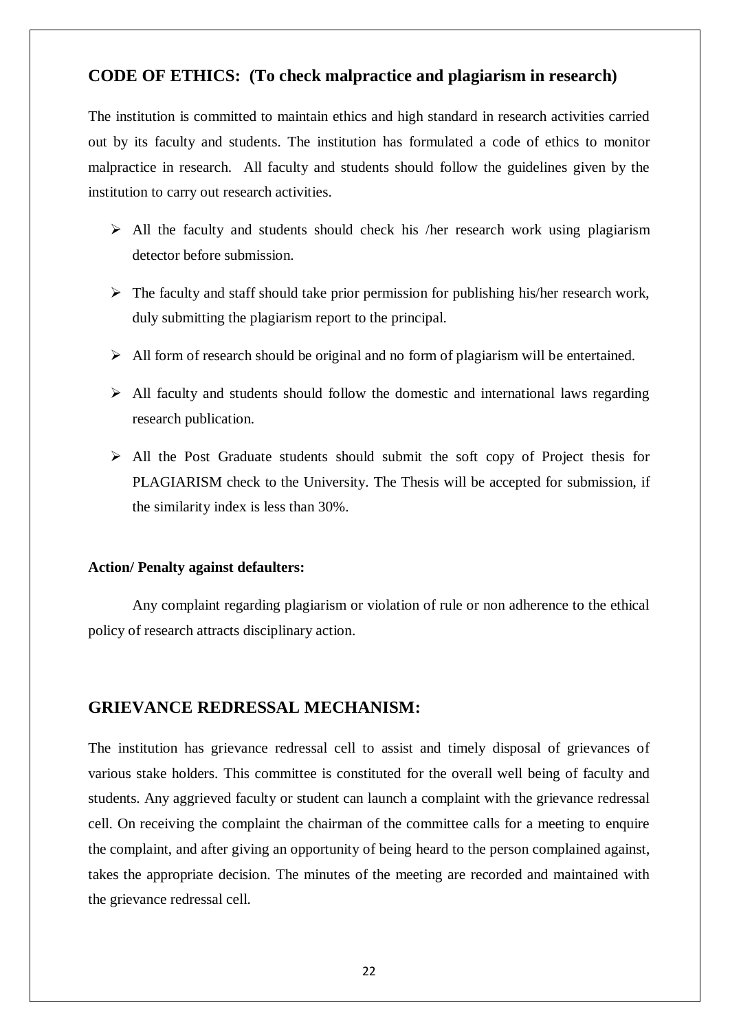## CODE OF ETHICS: (To check malpractice and plagiarism in research)

The institution is committed to maintain ethics and high standard in research activities carried out by its faculty and students. The institution has formulated a code of ethics to monitor malpractice in research. All faculty and students should follow the guidelines given by the institution to carry out research activities.

- All the faculty and students should check his /her research work using plagiarism detector before submission.
- The faculty and staff should take prior permission for publishing his/her research work, duly submitting the plagiarism report to the principal.
- All form of research should be original and no form of plagiarism will be entertained.
- All faculty and students should follow the domestic and international laws regarding research publication.
- All the Post Graduate students should submit the soft copy of Project thesis for PLAGIARISM check to the University. The Thesis will be accepted for submission, if the similarity index is less than 30%.

**Action/ Penalty against defaulters:**

Any complaint regarding plagiarism or violation of rule or non adherence to the ethical policy of research attracts disciplinary action.

## GRIEVANCE REDRESSAL MECHANISM:

The institution has grievance redressal cell to assist and timely disposal of grievances of various stake holders. This committee is constituted for the overall well being of faculty and students. Any aggrieved faculty or student can launch a complaint with the grievance redressal cell. On receiving the complaint the chairman of the committee calls for a meeting to enquire the complaint, and after giving an opportunity of being heard to the person complained against, takes the appropriate decision. The minutes of the meeting are recorded and maintained with the grievance redressal cell.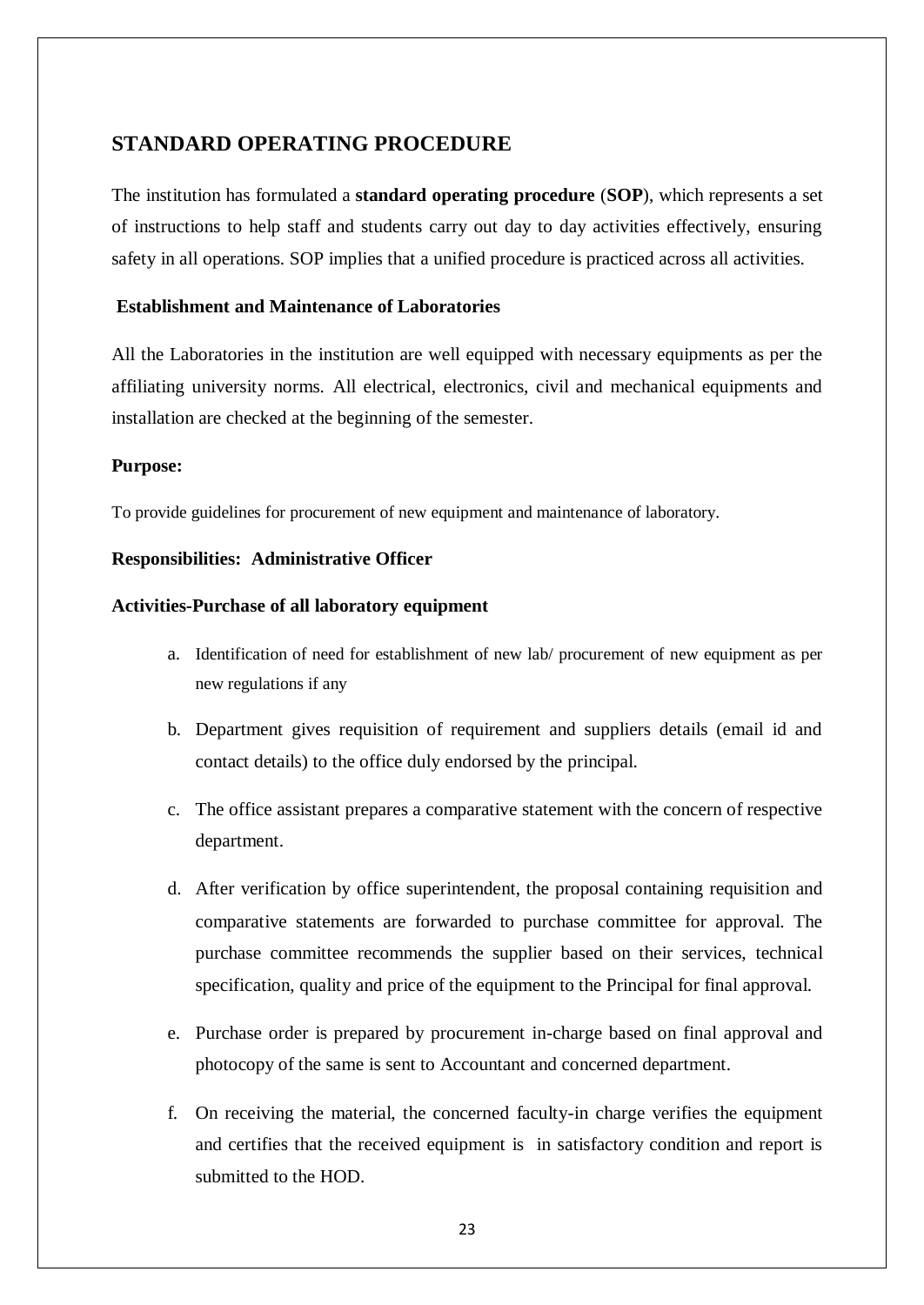## STANDARD OPERATING PROCEDURE

The institution has formulated a **standard operating procedure** (**SOP**), which represents a set of instructions to help staff and students carry out day to day activities effectively, ensuring safety in all operations. SOP implies that a unified procedure is practiced across all activities.

**Establishment and Maintenance of Laboratories**

All the Laboratories in the institution are well equipped with necessary equipments as per the affiliating university norms. All electrical, electronics, civil and mechanical equipments and installation are checked at the beginning of the semester.

**Purpose:**

To provide guidelines for procurement of new equipment and maintenance of laboratory.

**Responsibilities: Administrative Officer**

**Activities-Purchase of all laboratory equipment**

a. Identification of need for establishment of new lab/ procurement of new equipment as per new regulations if any

b. Department gives requisition of requirement and suppliers details (email id and contact details) to the office duly endorsed by the principal.

c. The office assistant prepares a comparative statement with the concern of respective department.

d. After verification by office superintendent, the proposal containing requisition and comparative statements are forwarded to purchase committee for approval. The purchase committee recommends the supplier based on their services, technical specification, quality and price of the equipment to the Principal for final approval.

e. Purchase order is prepared by procurement in-charge based on final approval and photocopy of the same is sent to Accountant and concerned department.

f. On receiving the material, the concerned faculty-in charge verifies the equipment and certifies that the received equipment is in satisfactory condition and report is submitted to the HOD.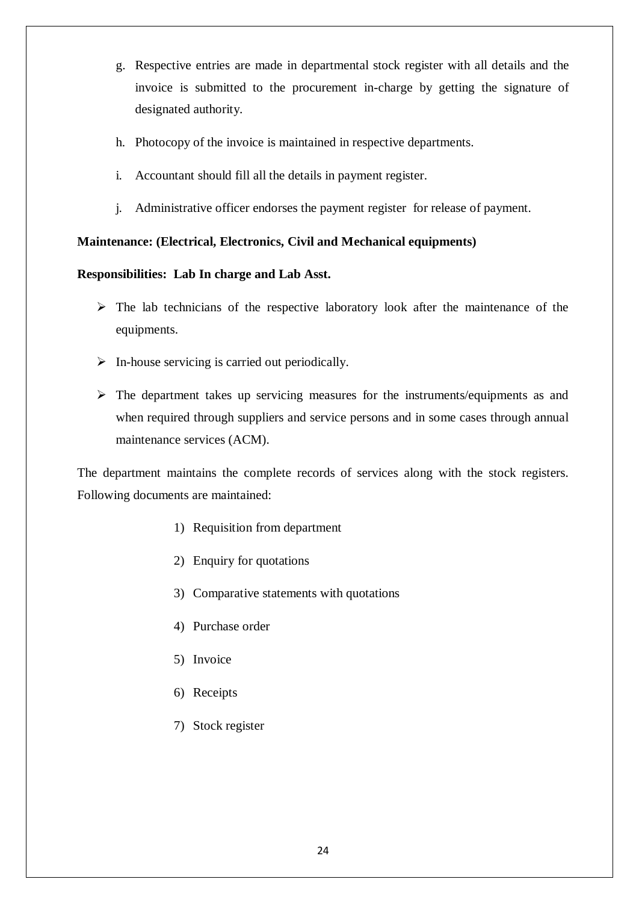g. Respective entries are made in departmental stock register with all details and the invoice is submitted to the procurement in-charge by getting the signature of designated authority.

h. Photocopy of the invoice is maintained in respective departments.

i. Accountant should fill all the details in payment register.

j. Administrative officer endorses the payment register for release of payment.

**Maintenance: (Electrical, Electronics, Civil and Mechanical equipments)**

**Responsibilities: Lab In charge and Lab Asst.**

- The lab technicians of the respective laboratory look after the maintenance of the equipments.
- In-house servicing is carried out periodically.
- The department takes up servicing measures for the instruments/equipments as and when required through suppliers and service persons and in some cases through annual maintenance services (ACM).

The department maintains the complete records of services along with the stock registers. Following documents are maintained:

1) Requisition from department
2) Enquiry for quotations
3) Comparative statements with quotations
4) Purchase order
5) Invoice
6) Receipts
7) Stock register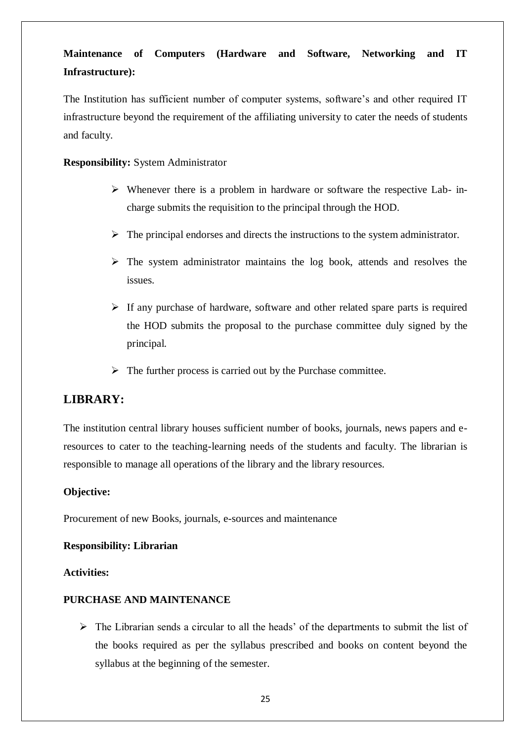**Maintenance of Computers (Hardware and Software, Networking and IT Infrastructure):**

The Institution has sufficient number of computer systems, software's and other required IT infrastructure beyond the requirement of the affiliating university to cater the needs of students and faculty.

**Responsibility:** System Administrator

- Whenever there is a problem in hardware or software the respective Lab- in-charge submits the requisition to the principal through the HOD.
- The principal endorses and directs the instructions to the system administrator.
- The system administrator maintains the log book, attends and resolves the issues.
- If any purchase of hardware, software and other related spare parts is required the HOD submits the proposal to the purchase committee duly signed by the principal.
- The further process is carried out by the Purchase committee.

## LIBRARY:

The institution central library houses sufficient number of books, journals, news papers and e-resources to cater to the teaching-learning needs of the students and faculty. The librarian is responsible to manage all operations of the library and the library resources.

**Objective:**

Procurement of new Books, journals, e-sources and maintenance

**Responsibility: Librarian**

**Activities:**

**PURCHASE AND MAINTENANCE**

- The Librarian sends a circular to all the heads' of the departments to submit the list of the books required as per the syllabus prescribed and books on content beyond the syllabus at the beginning of the semester.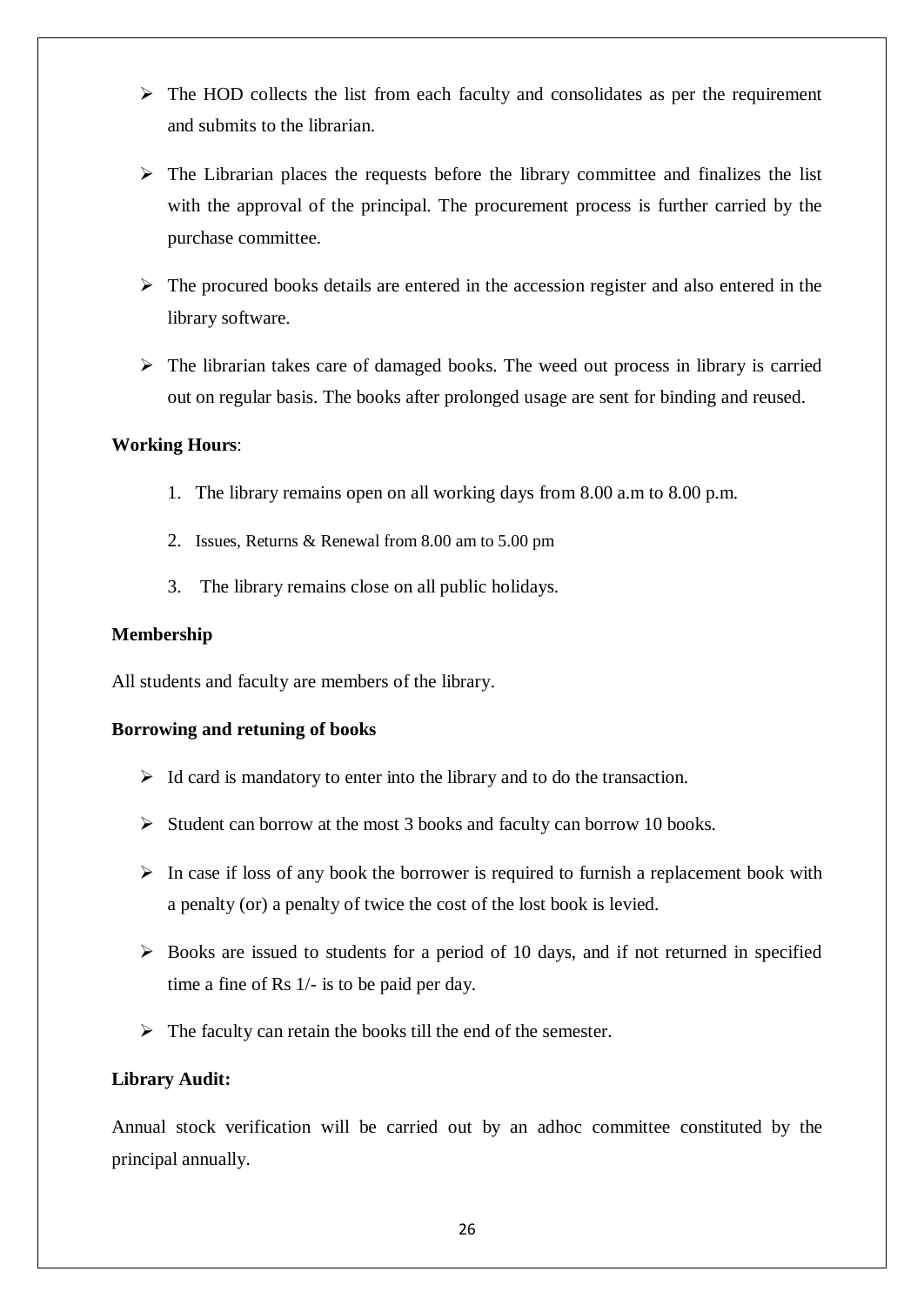- The HOD collects the list from each faculty and consolidates as per the requirement and submits to the librarian.
- The Librarian places the requests before the library committee and finalizes the list with the approval of the principal. The procurement process is further carried by the purchase committee.
- The procured books details are entered in the accession register and also entered in the library software.
- The librarian takes care of damaged books. The weed out process in library is carried out on regular basis. The books after prolonged usage are sent for binding and reused.

**Working Hours**:

1. The library remains open on all working days from 8.00 a.m to 8.00 p.m.
2. Issues, Returns & Renewal from 8.00 am to 5.00 pm
3. The library remains close on all public holidays.

**Membership**

All students and faculty are members of the library.

**Borrowing and retuning of books**

- Id card is mandatory to enter into the library and to do the transaction.
- Student can borrow at the most 3 books and faculty can borrow 10 books.
- In case if loss of any book the borrower is required to furnish a replacement book with a penalty (or) a penalty of twice the cost of the lost book is levied.
- Books are issued to students for a period of 10 days, and if not returned in specified time a fine of Rs 1/- is to be paid per day.
- The faculty can retain the books till the end of the semester.

**Library Audit:**

Annual stock verification will be carried out by an adhoc committee constituted by the principal annually.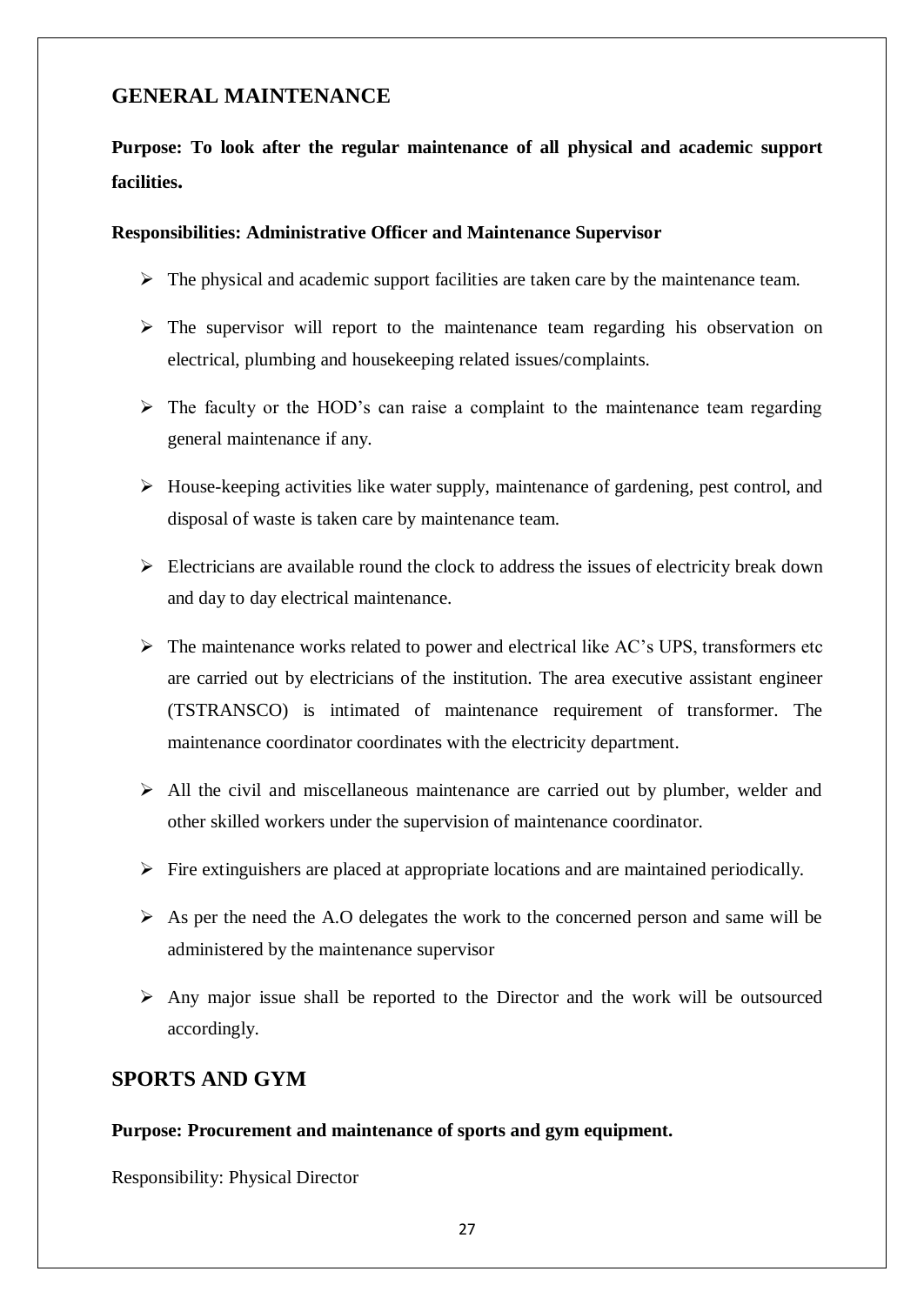## GENERAL MAINTENANCE

**Purpose: To look after the regular maintenance of all physical and academic support facilities.**

**Responsibilities: Administrative Officer and Maintenance Supervisor**

- The physical and academic support facilities are taken care by the maintenance team.
- The supervisor will report to the maintenance team regarding his observation on electrical, plumbing and housekeeping related issues/complaints.
- The faculty or the HOD's can raise a complaint to the maintenance team regarding general maintenance if any.
- House-keeping activities like water supply, maintenance of gardening, pest control, and disposal of waste is taken care by maintenance team.
- Electricians are available round the clock to address the issues of electricity break down and day to day electrical maintenance.
- The maintenance works related to power and electrical like AC's UPS, transformers etc are carried out by electricians of the institution. The area executive assistant engineer (TSTRANSCO) is intimated of maintenance requirement of transformer. The maintenance coordinator coordinates with the electricity department.
- All the civil and miscellaneous maintenance are carried out by plumber, welder and other skilled workers under the supervision of maintenance coordinator.
- Fire extinguishers are placed at appropriate locations and are maintained periodically.
- As per the need the A.O delegates the work to the concerned person and same will be administered by the maintenance supervisor
- Any major issue shall be reported to the Director and the work will be outsourced accordingly.

## SPORTS AND GYM

**Purpose: Procurement and maintenance of sports and gym equipment.**

Responsibility: Physical Director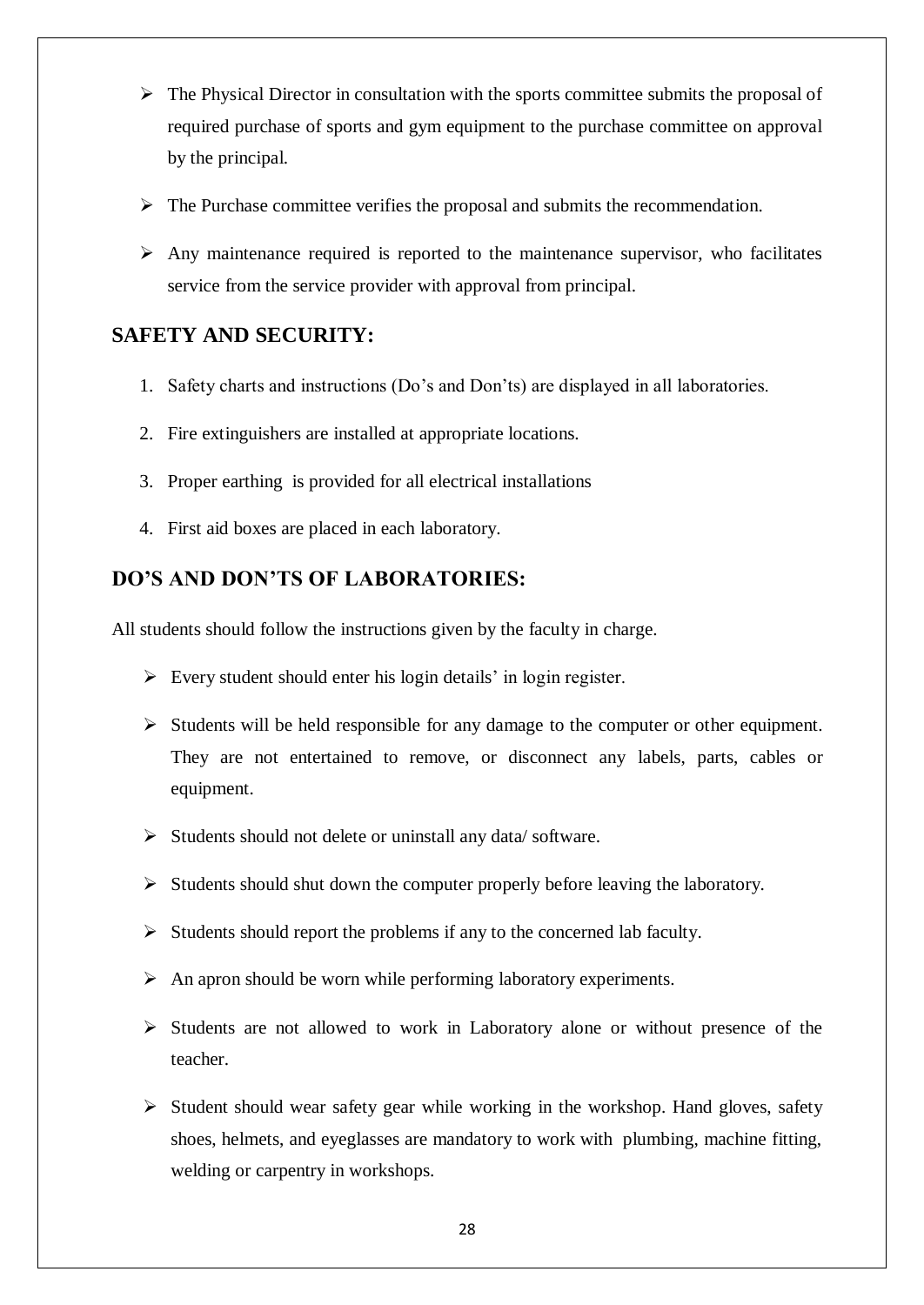- The Physical Director in consultation with the sports committee submits the proposal of required purchase of sports and gym equipment to the purchase committee on approval by the principal.
- The Purchase committee verifies the proposal and submits the recommendation.
- Any maintenance required is reported to the maintenance supervisor, who facilitates service from the service provider with approval from principal.

## SAFETY AND SECURITY:

1. Safety charts and instructions (Do's and Don'ts) are displayed in all laboratories.
2. Fire extinguishers are installed at appropriate locations.
3. Proper earthing is provided for all electrical installations
4. First aid boxes are placed in each laboratory.

## DO'S AND DON'TS OF LABORATORIES:

All students should follow the instructions given by the faculty in charge.

- Every student should enter his login details' in login register.
- Students will be held responsible for any damage to the computer or other equipment. They are not entertained to remove, or disconnect any labels, parts, cables or equipment.
- Students should not delete or uninstall any data/ software.
- Students should shut down the computer properly before leaving the laboratory.
- Students should report the problems if any to the concerned lab faculty.
- An apron should be worn while performing laboratory experiments.
- Students are not allowed to work in Laboratory alone or without presence of the teacher.
- Student should wear safety gear while working in the workshop. Hand gloves, safety shoes, helmets, and eyeglasses are mandatory to work with plumbing, machine fitting, welding or carpentry in workshops.